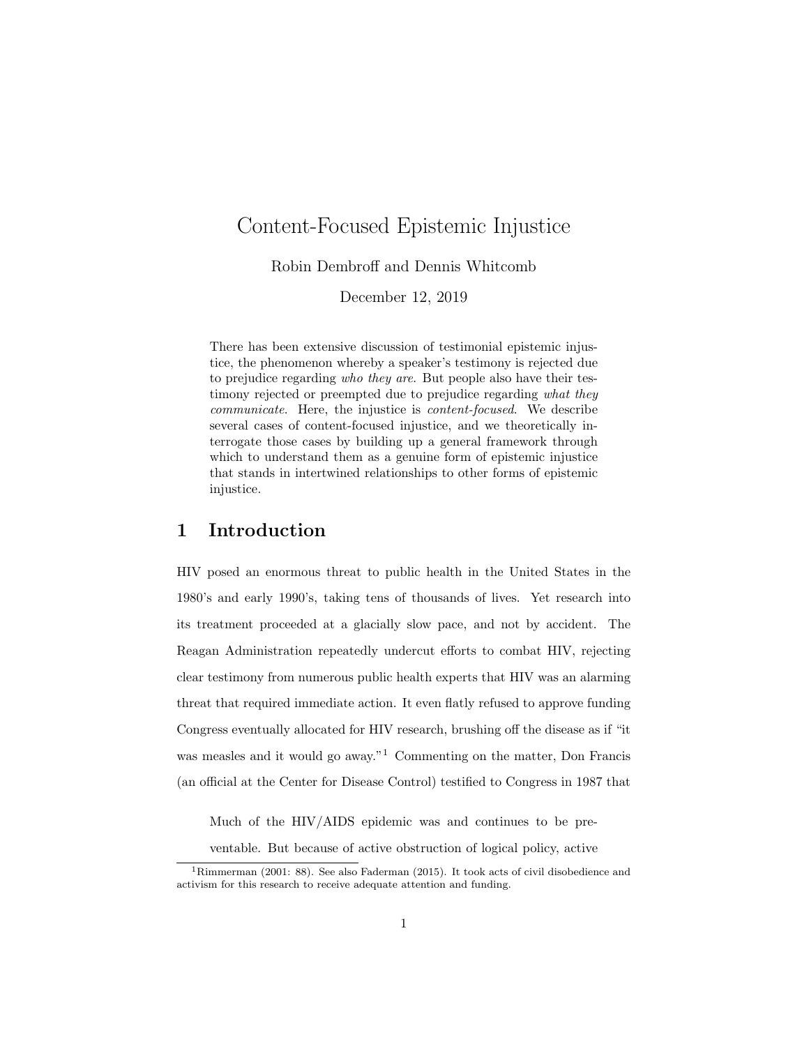# Content-Focused Epistemic Injustice

Robin Dembroff and Dennis Whitcomb

December 12, 2019

There has been extensive discussion of testimonial epistemic injustice, the phenomenon whereby a speaker's testimony is rejected due to prejudice regarding *who they are*. But people also have their testimony rejected or preempted due to prejudice regarding *what they communicate*. Here, the injustice is *content-focused*. We describe several cases of content-focused injustice, and we theoretically interrogate those cases by building up a general framework through which to understand them as a genuine form of epistemic injustice that stands in intertwined relationships to other forms of epistemic injustice.

## 1 Introduction

HIV posed an enormous threat to public health in the United States in the 1980's and early 1990's, taking tens of thousands of lives. Yet research into its treatment proceeded at a glacially slow pace, and not by accident. The Reagan Administration repeatedly undercut efforts to combat HIV, rejecting clear testimony from numerous public health experts that HIV was an alarming threat that required immediate action. It even flatly refused to approve funding Congress eventually allocated for HIV research, brushing off the disease as if "it was measles and it would go away."[1] Commenting on the matter, Don Francis (an official at the Center for Disease Control) testified to Congress in 1987 that

> Much of the HIV/AIDS epidemic was and continues to be preventable. But because of active obstruction of logical policy, active

[1] Rimmerman (2001: 88). See also Faderman (2015). It took acts of civil disobedience and activism for this research to receive adequate attention and funding.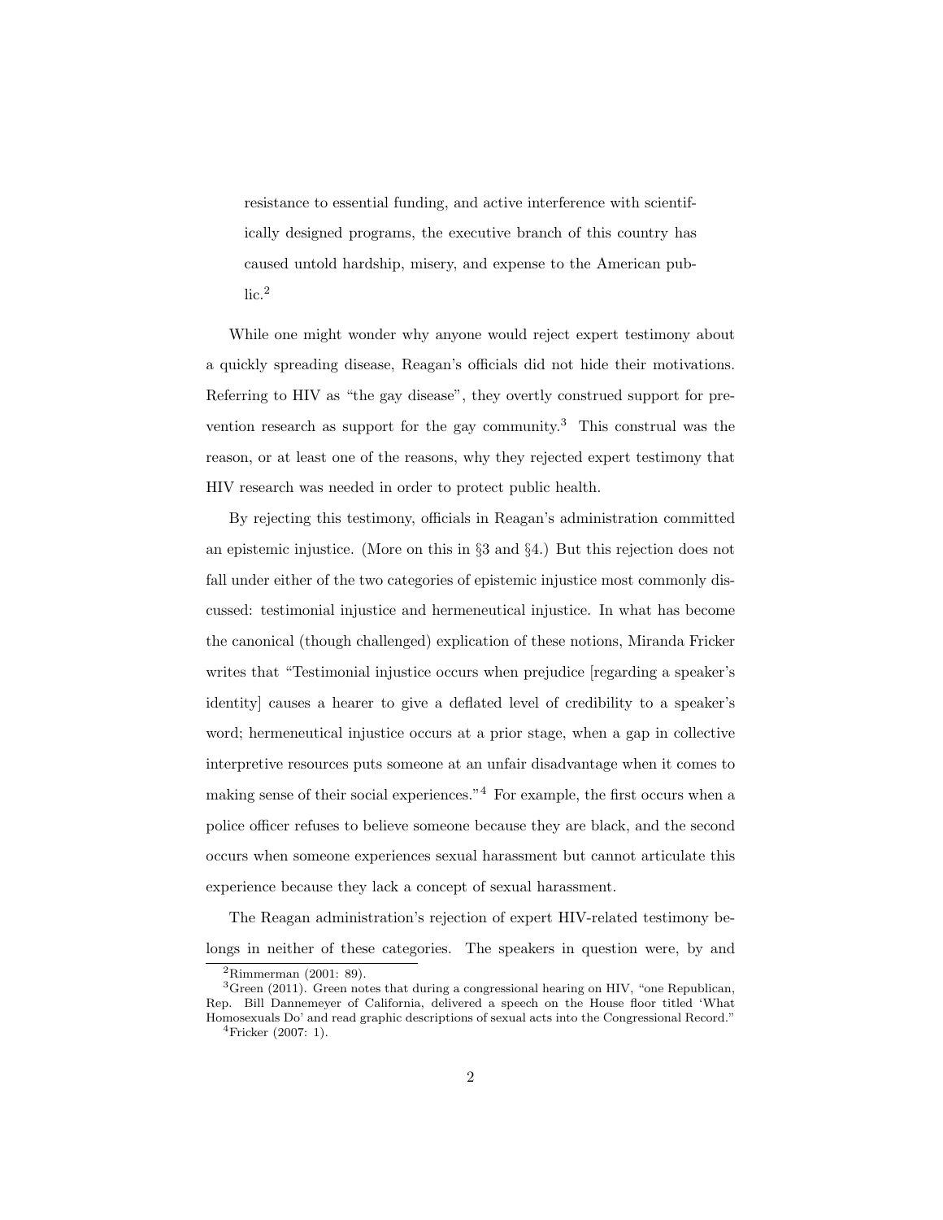> resistance to essential funding, and active interference with scientifically designed programs, the executive branch of this country has caused untold hardship, misery, and expense to the American public.[2]

While one might wonder why anyone would reject expert testimony about a quickly spreading disease, Reagan's officials did not hide their motivations. Referring to HIV as "the gay disease", they overtly construed support for prevention research as support for the gay community.[3] This construal was the reason, or at least one of the reasons, why they rejected expert testimony that HIV research was needed in order to protect public health.

By rejecting this testimony, officials in Reagan's administration committed an epistemic injustice. (More on this in §3 and §4.) But this rejection does not fall under either of the two categories of epistemic injustice most commonly discussed: testimonial injustice and hermeneutical injustice. In what has become the canonical (though challenged) explication of these notions, Miranda Fricker writes that "Testimonial injustice occurs when prejudice [regarding a speaker's identity] causes a hearer to give a deflated level of credibility to a speaker's word; hermeneutical injustice occurs at a prior stage, when a gap in collective interpretive resources puts someone at an unfair disadvantage when it comes to making sense of their social experiences."[4] For example, the first occurs when a police officer refuses to believe someone because they are black, and the second occurs when someone experiences sexual harassment but cannot articulate this experience because they lack a concept of sexual harassment.

The Reagan administration's rejection of expert HIV-related testimony belongs in neither of these categories. The speakers in question were, by and

---

[2] Rimmerman (2001: 89).

[3] Green (2011). Green notes that during a congressional hearing on HIV, "one Republican, Rep. Bill Dannemeyer of California, delivered a speech on the House floor titled 'What Homosexuals Do' and read graphic descriptions of sexual acts into the Congressional Record."

[4] Fricker (2007: 1).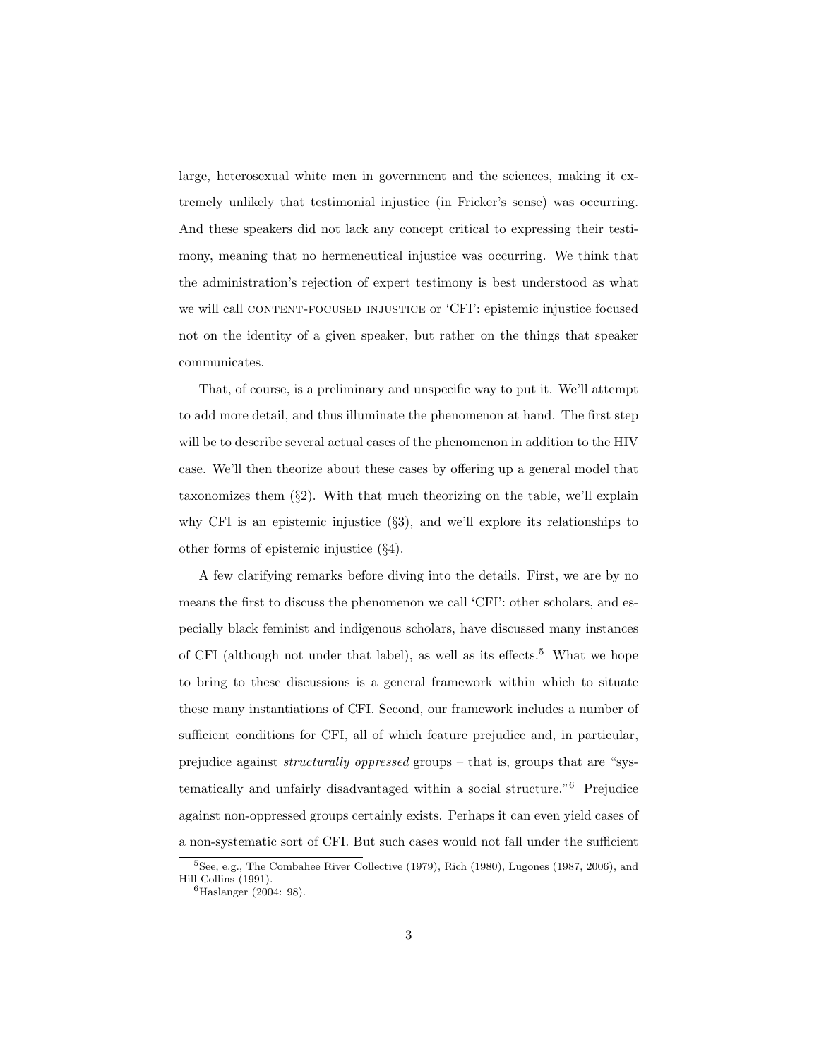large, heterosexual white men in government and the sciences, making it extremely unlikely that testimonial injustice (in Fricker's sense) was occurring. And these speakers did not lack any concept critical to expressing their testimony, meaning that no hermeneutical injustice was occurring. We think that the administration's rejection of expert testimony is best understood as what we will call CONTENT-FOCUSED INJUSTICE or 'CFI': epistemic injustice focused not on the identity of a given speaker, but rather on the things that speaker communicates.

That, of course, is a preliminary and unspecific way to put it. We'll attempt to add more detail, and thus illuminate the phenomenon at hand. The first step will be to describe several actual cases of the phenomenon in addition to the HIV case. We'll then theorize about these cases by offering up a general model that taxonomizes them (§2). With that much theorizing on the table, we'll explain why CFI is an epistemic injustice (§3), and we'll explore its relationships to other forms of epistemic injustice (§4).

A few clarifying remarks before diving into the details. First, we are by no means the first to discuss the phenomenon we call 'CFI': other scholars, and especially black feminist and indigenous scholars, have discussed many instances of CFI (although not under that label), as well as its effects.[5] What we hope to bring to these discussions is a general framework within which to situate these many instantiations of CFI. Second, our framework includes a number of sufficient conditions for CFI, all of which feature prejudice and, in particular, prejudice against *structurally oppressed* groups – that is, groups that are "systematically and unfairly disadvantaged within a social structure."[6] Prejudice against non-oppressed groups certainly exists. Perhaps it can even yield cases of a non-systematic sort of CFI. But such cases would not fall under the sufficient

[5] See, e.g., The Combahee River Collective (1979), Rich (1980), Lugones (1987, 2006), and Hill Collins (1991).

[6] Haslanger (2004: 98).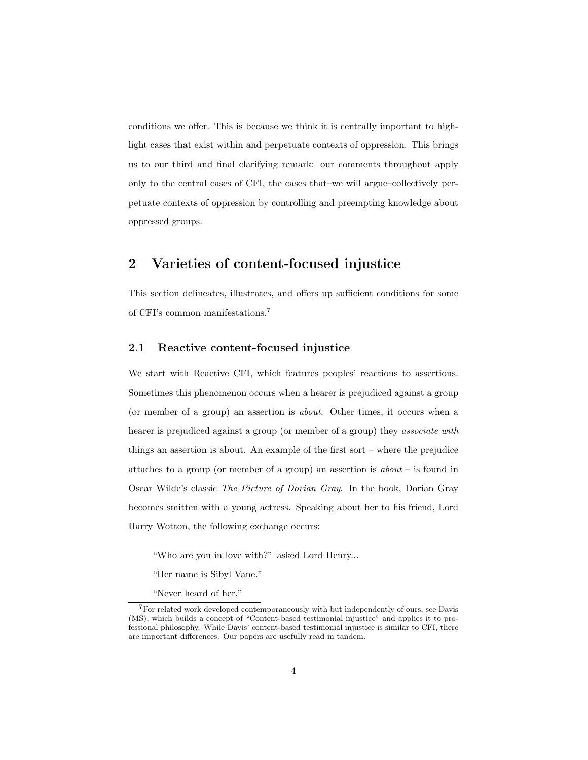conditions we offer. This is because we think it is centrally important to highlight cases that exist within and perpetuate contexts of oppression. This brings us to our third and final clarifying remark: our comments throughout apply only to the central cases of CFI, the cases that–we will argue–collectively perpetuate contexts of oppression by controlling and preempting knowledge about oppressed groups.

## 2 Varieties of content-focused injustice

This section delineates, illustrates, and offers up sufficient conditions for some of CFI's common manifestations.[7]

### 2.1 Reactive content-focused injustice

We start with Reactive CFI, which features peoples' reactions to assertions. Sometimes this phenomenon occurs when a hearer is prejudiced against a group (or member of a group) an assertion is *about*. Other times, it occurs when a hearer is prejudiced against a group (or member of a group) they *associate with* things an assertion is about. An example of the first sort – where the prejudice attaches to a group (or member of a group) an assertion is *about* – is found in Oscar Wilde's classic *The Picture of Dorian Gray*. In the book, Dorian Gray becomes smitten with a young actress. Speaking about her to his friend, Lord Harry Wotton, the following exchange occurs:

> "Who are you in love with?" asked Lord Henry...
>
> "Her name is Sibyl Vane."
>
> "Never heard of her."

[7] For related work developed contemporaneously with but independently of ours, see Davis (MS), which builds a concept of "Content-based testimonial injustice" and applies it to professional philosophy. While Davis' content-based testimonial injustice is similar to CFI, there are important differences. Our papers are usefully read in tandem.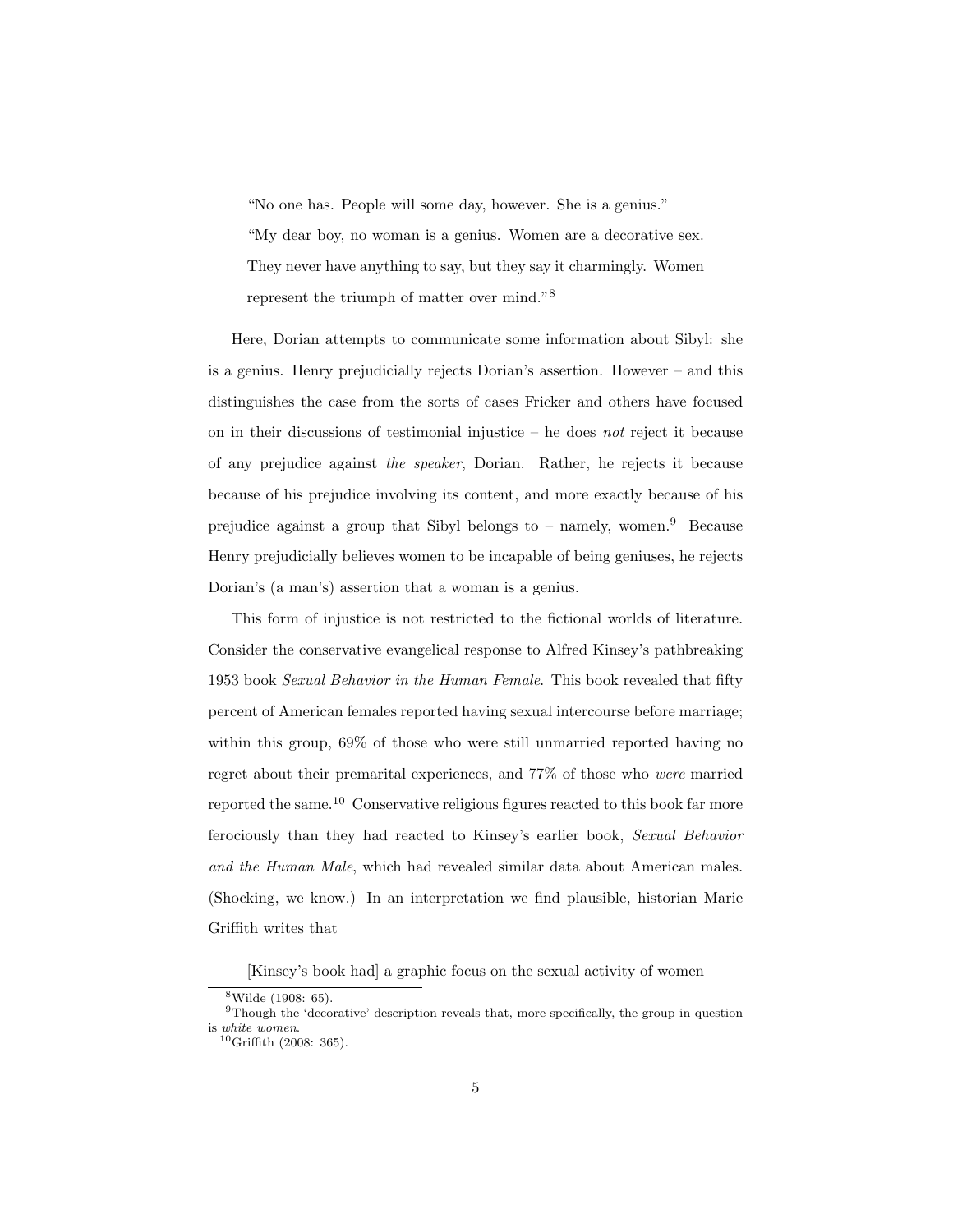> "No one has. People will some day, however. She is a genius."
>
> "My dear boy, no woman is a genius. Women are a decorative sex. They never have anything to say, but they say it charmingly. Women represent the triumph of matter over mind."[8]

Here, Dorian attempts to communicate some information about Sibyl: she is a genius. Henry prejudicially rejects Dorian's assertion. However – and this distinguishes the case from the sorts of cases Fricker and others have focused on in their discussions of testimonial injustice – he does *not* reject it because of any prejudice against *the speaker*, Dorian. Rather, he rejects it because because of his prejudice involving its content, and more exactly because of his prejudice against a group that Sibyl belongs to – namely, women.[9] Because Henry prejudicially believes women to be incapable of being geniuses, he rejects Dorian's (a man's) assertion that a woman is a genius.

This form of injustice is not restricted to the fictional worlds of literature. Consider the conservative evangelical response to Alfred Kinsey's pathbreaking 1953 book *Sexual Behavior in the Human Female*. This book revealed that fifty percent of American females reported having sexual intercourse before marriage; within this group, 69% of those who were still unmarried reported having no regret about their premarital experiences, and 77% of those who *were* married reported the same.[10] Conservative religious figures reacted to this book far more ferociously than they had reacted to Kinsey's earlier book, *Sexual Behavior and the Human Male*, which had revealed similar data about American males. (Shocking, we know.) In an interpretation we find plausible, historian Marie Griffith writes that

> [Kinsey's book had] a graphic focus on the sexual activity of women

---

[8] Wilde (1908: 65).

[9] Though the 'decorative' description reveals that, more specifically, the group in question is *white women*.

[10] Griffith (2008: 365).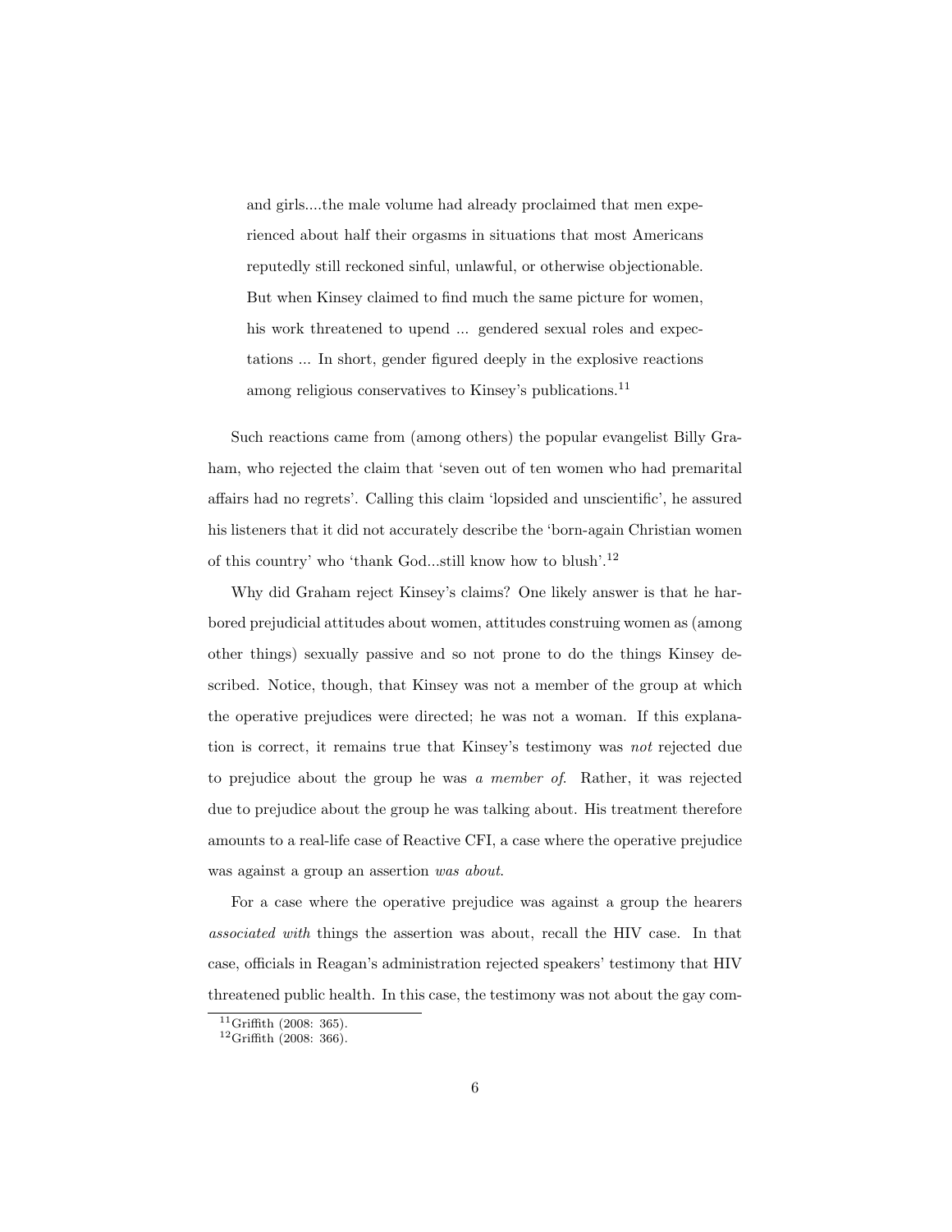> and girls....the male volume had already proclaimed that men experienced about half their orgasms in situations that most Americans reputedly still reckoned sinful, unlawful, or otherwise objectionable. But when Kinsey claimed to find much the same picture for women, his work threatened to upend ... gendered sexual roles and expectations ... In short, gender figured deeply in the explosive reactions among religious conservatives to Kinsey's publications.[11]

Such reactions came from (among others) the popular evangelist Billy Graham, who rejected the claim that 'seven out of ten women who had premarital affairs had no regrets'. Calling this claim 'lopsided and unscientific', he assured his listeners that it did not accurately describe the 'born-again Christian women of this country' who 'thank God...still know how to blush'.[12]

Why did Graham reject Kinsey's claims? One likely answer is that he harbored prejudicial attitudes about women, attitudes construing women as (among other things) sexually passive and so not prone to do the things Kinsey described. Notice, though, that Kinsey was not a member of the group at which the operative prejudices were directed; he was not a woman. If this explanation is correct, it remains true that Kinsey's testimony was *not* rejected due to prejudice about the group he was *a member of*. Rather, it was rejected due to prejudice about the group he was talking about. His treatment therefore amounts to a real-life case of Reactive CFI, a case where the operative prejudice was against a group an assertion *was about*.

For a case where the operative prejudice was against a group the hearers *associated with* things the assertion was about, recall the HIV case. In that case, officials in Reagan's administration rejected speakers' testimony that HIV threatened public health. In this case, the testimony was not about the gay com-

[11] Griffith (2008: 365).

[12] Griffith (2008: 366).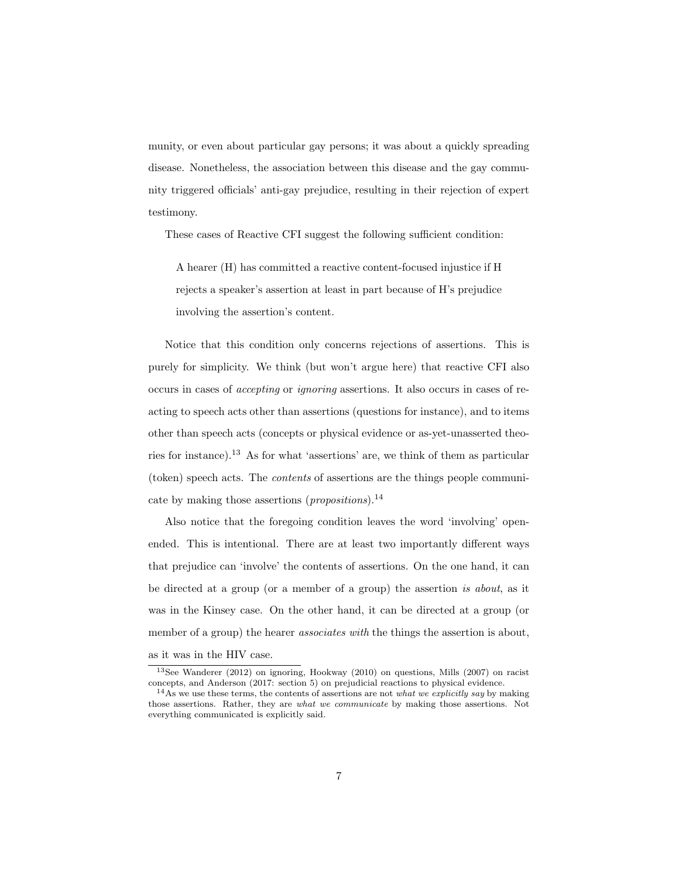munity, or even about particular gay persons; it was about a quickly spreading disease. Nonetheless, the association between this disease and the gay community triggered officials' anti-gay prejudice, resulting in their rejection of expert testimony.

These cases of Reactive CFI suggest the following sufficient condition:

> A hearer (H) has committed a reactive content-focused injustice if H rejects a speaker's assertion at least in part because of H's prejudice involving the assertion's content.

Notice that this condition only concerns rejections of assertions. This is purely for simplicity. We think (but won't argue here) that reactive CFI also occurs in cases of *accepting* or *ignoring* assertions. It also occurs in cases of reacting to speech acts other than assertions (questions for instance), and to items other than speech acts (concepts or physical evidence or as-yet-unasserted theories for instance).[13] As for what 'assertions' are, we think of them as particular (token) speech acts. The *contents* of assertions are the things people communicate by making those assertions (*propositions*).[14]

Also notice that the foregoing condition leaves the word 'involving' open-ended. This is intentional. There are at least two importantly different ways that prejudice can 'involve' the contents of assertions. On the one hand, it can be directed at a group (or a member of a group) the assertion *is about*, as it was in the Kinsey case. On the other hand, it can be directed at a group (or member of a group) the hearer *associates with* the things the assertion is about, as it was in the HIV case.

[13] See Wanderer (2012) on ignoring, Hookway (2010) on questions, Mills (2007) on racist concepts, and Anderson (2017: section 5) on prejudicial reactions to physical evidence.

[14] As we use these terms, the contents of assertions are not *what we explicitly say* by making those assertions. Rather, they are *what we communicate* by making those assertions. Not everything communicated is explicitly said.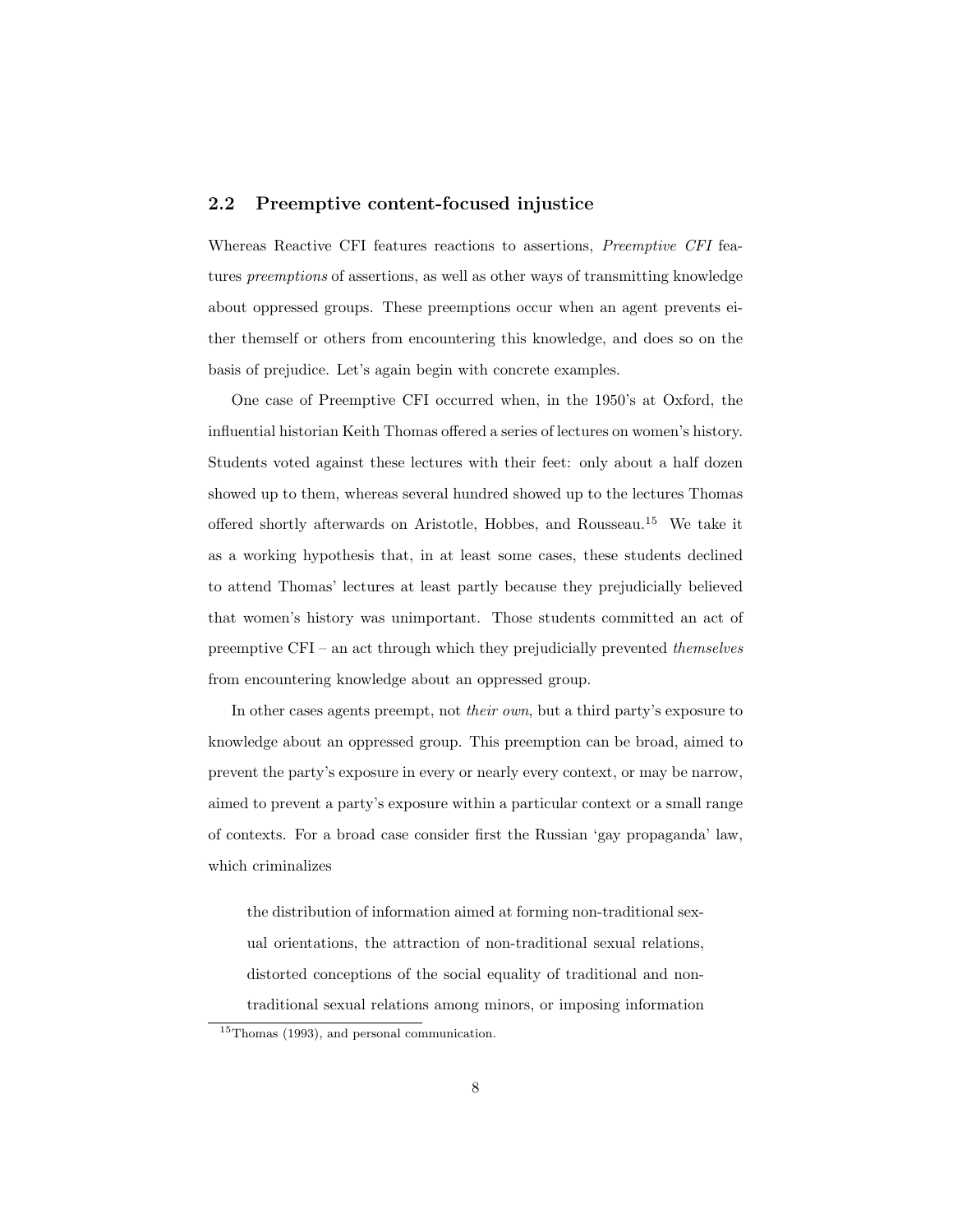## 2.2 Preemptive content-focused injustice

Whereas Reactive CFI features reactions to assertions, *Preemptive CFI* features *preemptions* of assertions, as well as other ways of transmitting knowledge about oppressed groups. These preemptions occur when an agent prevents either themself or others from encountering this knowledge, and does so on the basis of prejudice. Let's again begin with concrete examples.

One case of Preemptive CFI occurred when, in the 1950's at Oxford, the influential historian Keith Thomas offered a series of lectures on women's history. Students voted against these lectures with their feet: only about a half dozen showed up to them, whereas several hundred showed up to the lectures Thomas offered shortly afterwards on Aristotle, Hobbes, and Rousseau.[15] We take it as a working hypothesis that, in at least some cases, these students declined to attend Thomas' lectures at least partly because they prejudicially believed that women's history was unimportant. Those students committed an act of preemptive CFI – an act through which they prejudicially prevented *themselves* from encountering knowledge about an oppressed group.

In other cases agents preempt, not *their own*, but a third party's exposure to knowledge about an oppressed group. This preemption can be broad, aimed to prevent the party's exposure in every or nearly every context, or may be narrow, aimed to prevent a party's exposure within a particular context or a small range of contexts. For a broad case consider first the Russian 'gay propaganda' law, which criminalizes

> the distribution of information aimed at forming non-traditional sexual orientations, the attraction of non-traditional sexual relations, distorted conceptions of the social equality of traditional and non-traditional sexual relations among minors, or imposing information

[15] Thomas (1993), and personal communication.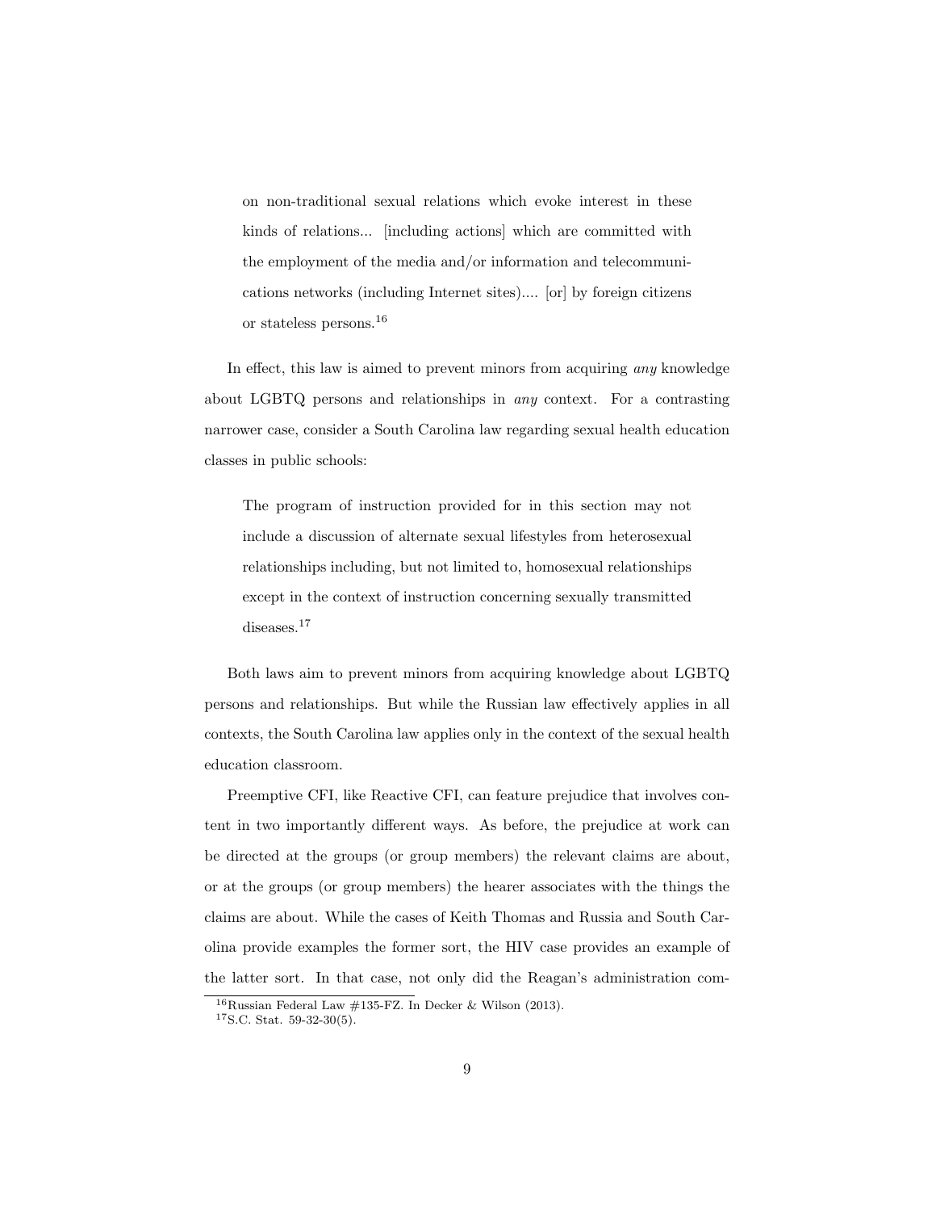> on non-traditional sexual relations which evoke interest in these kinds of relations... [including actions] which are committed with the employment of the media and/or information and telecommunications networks (including Internet sites).... [or] by foreign citizens or stateless persons.[16]

In effect, this law is aimed to prevent minors from acquiring *any* knowledge about LGBTQ persons and relationships in *any* context. For a contrasting narrower case, consider a South Carolina law regarding sexual health education classes in public schools:

> The program of instruction provided for in this section may not include a discussion of alternate sexual lifestyles from heterosexual relationships including, but not limited to, homosexual relationships except in the context of instruction concerning sexually transmitted diseases.[17]

Both laws aim to prevent minors from acquiring knowledge about LGBTQ persons and relationships. But while the Russian law effectively applies in all contexts, the South Carolina law applies only in the context of the sexual health education classroom.

Preemptive CFI, like Reactive CFI, can feature prejudice that involves content in two importantly different ways. As before, the prejudice at work can be directed at the groups (or group members) the relevant claims are about, or at the groups (or group members) the hearer associates with the things the claims are about. While the cases of Keith Thomas and Russia and South Carolina provide examples the former sort, the HIV case provides an example of the latter sort. In that case, not only did the Reagan's administration com-

[16] Russian Federal Law #135-FZ. In Decker & Wilson (2013).

[17] S.C. Stat. 59-32-30(5).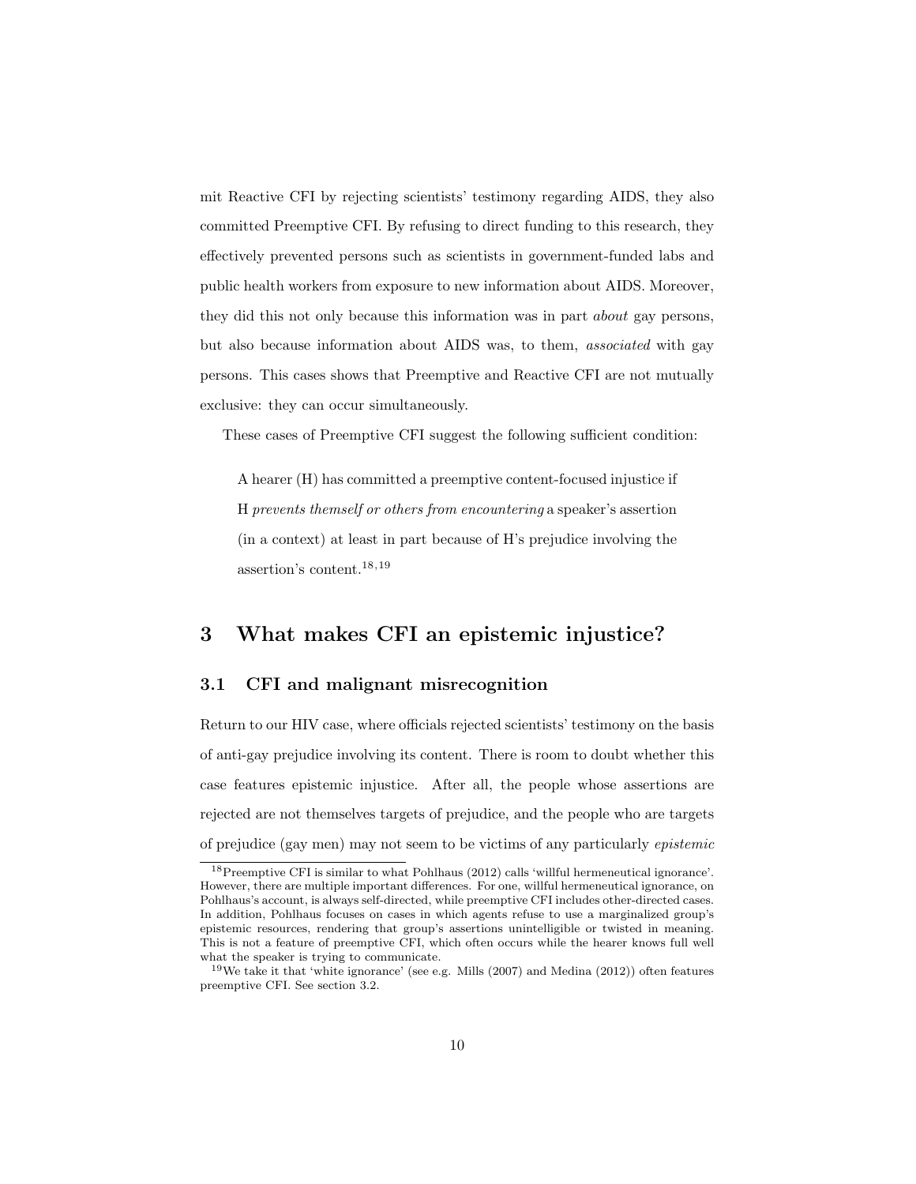mit Reactive CFI by rejecting scientists' testimony regarding AIDS, they also committed Preemptive CFI. By refusing to direct funding to this research, they effectively prevented persons such as scientists in government-funded labs and public health workers from exposure to new information about AIDS. Moreover, they did this not only because this information was in part *about* gay persons, but also because information about AIDS was, to them, *associated* with gay persons. This cases shows that Preemptive and Reactive CFI are not mutually exclusive: they can occur simultaneously.

These cases of Preemptive CFI suggest the following sufficient condition:

> A hearer (H) has committed a preemptive content-focused injustice if H *prevents themself or others from encountering* a speaker's assertion (in a context) at least in part because of H's prejudice involving the assertion's content.[18,19]

## 3 What makes CFI an epistemic injustice?

### 3.1 CFI and malignant misrecognition

Return to our HIV case, where officials rejected scientists' testimony on the basis of anti-gay prejudice involving its content. There is room to doubt whether this case features epistemic injustice. After all, the people whose assertions are rejected are not themselves targets of prejudice, and the people who are targets of prejudice (gay men) may not seem to be victims of any particularly *epistemic*

---

[18] Preemptive CFI is similar to what Pohlhaus (2012) calls 'willful hermeneutical ignorance'. However, there are multiple important differences. For one, willful hermeneutical ignorance, on Pohlhaus's account, is always self-directed, while preemptive CFI includes other-directed cases. In addition, Pohlhaus focuses on cases in which agents refuse to use a marginalized group's epistemic resources, rendering that group's assertions unintelligible or twisted in meaning. This is not a feature of preemptive CFI, which often occurs while the hearer knows full well what the speaker is trying to communicate.

[19] We take it that 'white ignorance' (see e.g. Mills (2007) and Medina (2012)) often features preemptive CFI. See section 3.2.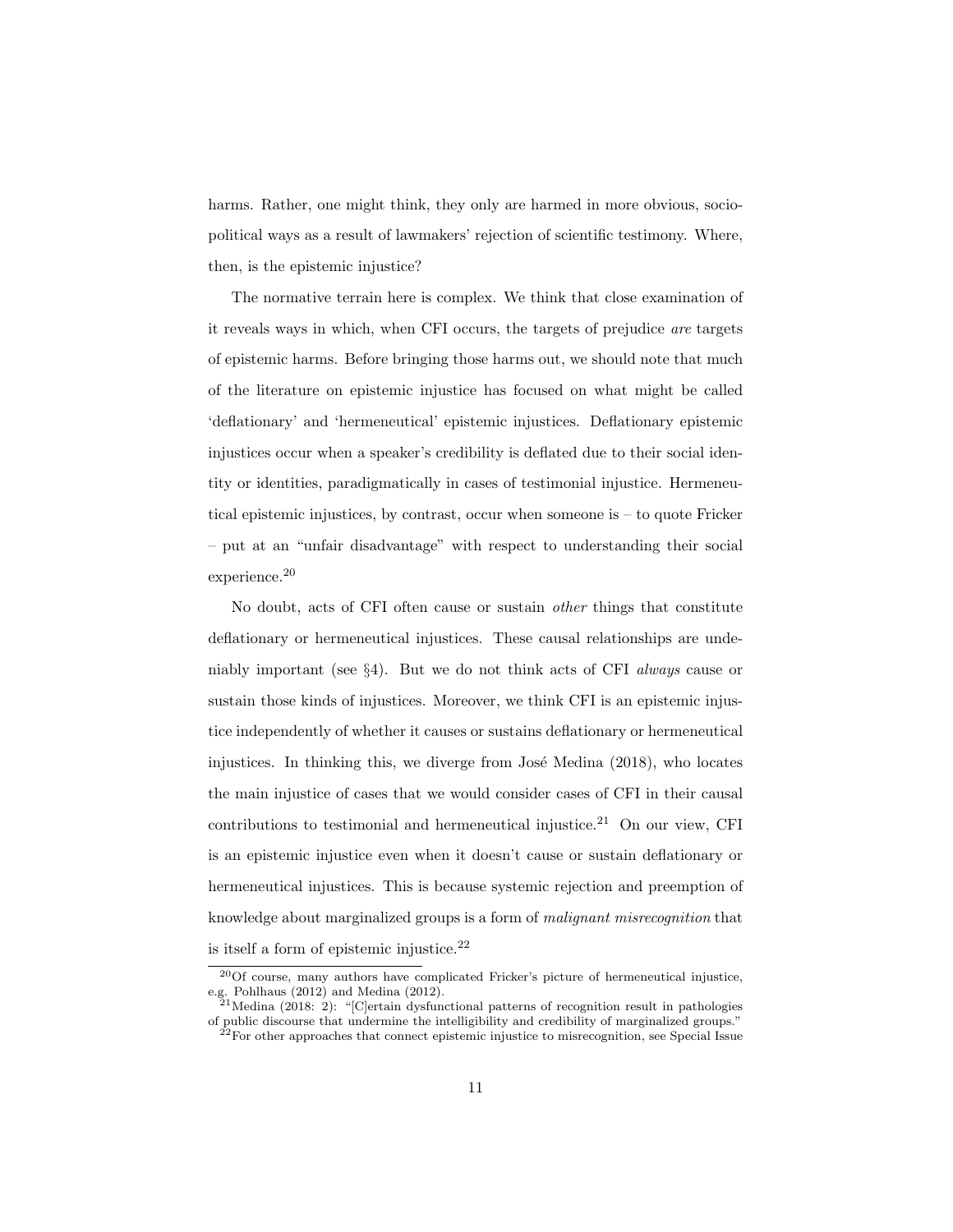harms. Rather, one might think, they only are harmed in more obvious, socio-political ways as a result of lawmakers' rejection of scientific testimony. Where, then, is the epistemic injustice?

The normative terrain here is complex. We think that close examination of it reveals ways in which, when CFI occurs, the targets of prejudice *are* targets of epistemic harms. Before bringing those harms out, we should note that much of the literature on epistemic injustice has focused on what might be called 'deflationary' and 'hermeneutical' epistemic injustices. Deflationary epistemic injustices occur when a speaker's credibility is deflated due to their social identity or identities, paradigmatically in cases of testimonial injustice. Hermeneutical epistemic injustices, by contrast, occur when someone is – to quote Fricker – put at an "unfair disadvantage" with respect to understanding their social experience.[20]

No doubt, acts of CFI often cause or sustain *other* things that constitute deflationary or hermeneutical injustices. These causal relationships are undeniably important (see §4). But we do not think acts of CFI *always* cause or sustain those kinds of injustices. Moreover, we think CFI is an epistemic injustice independently of whether it causes or sustains deflationary or hermeneutical injustices. In thinking this, we diverge from José Medina (2018), who locates the main injustice of cases that we would consider cases of CFI in their causal contributions to testimonial and hermeneutical injustice.[21] On our view, CFI is an epistemic injustice even when it doesn't cause or sustain deflationary or hermeneutical injustices. This is because systemic rejection and preemption of knowledge about marginalized groups is a form of *malignant misrecognition* that is itself a form of epistemic injustice.[22]

[20] Of course, many authors have complicated Fricker's picture of hermeneutical injustice, e.g. Pohlhaus (2012) and Medina (2012).

[21] Medina (2018: 2): "[C]ertain dysfunctional patterns of recognition result in pathologies of public discourse that undermine the intelligibility and credibility of marginalized groups."

[22] For other approaches that connect epistemic injustice to misrecognition, see Special Issue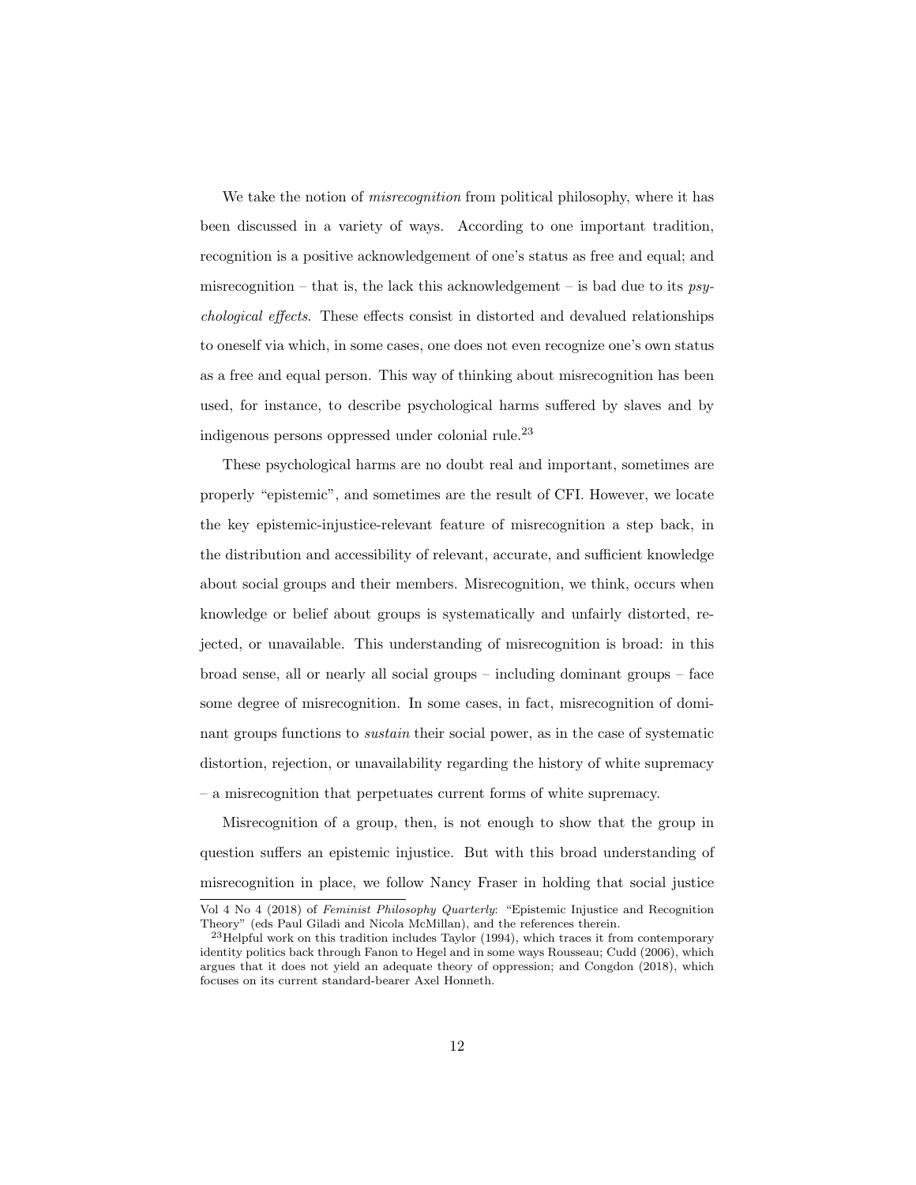We take the notion of *misrecognition* from political philosophy, where it has been discussed in a variety of ways. According to one important tradition, recognition is a positive acknowledgement of one's status as free and equal; and misrecognition – that is, the lack this acknowledgement – is bad due to its *psychological effects*. These effects consist in distorted and devalued relationships to oneself via which, in some cases, one does not even recognize one's own status as a free and equal person. This way of thinking about misrecognition has been used, for instance, to describe psychological harms suffered by slaves and by indigenous persons oppressed under colonial rule.[23]

These psychological harms are no doubt real and important, sometimes are properly "epistemic", and sometimes are the result of CFI. However, we locate the key epistemic-injustice-relevant feature of misrecognition a step back, in the distribution and accessibility of relevant, accurate, and sufficient knowledge about social groups and their members. Misrecognition, we think, occurs when knowledge or belief about groups is systematically and unfairly distorted, rejected, or unavailable. This understanding of misrecognition is broad: in this broad sense, all or nearly all social groups – including dominant groups – face some degree of misrecognition. In some cases, in fact, misrecognition of dominant groups functions to *sustain* their social power, as in the case of systematic distortion, rejection, or unavailability regarding the history of white supremacy – a misrecognition that perpetuates current forms of white supremacy.

Misrecognition of a group, then, is not enough to show that the group in question suffers an epistemic injustice. But with this broad understanding of misrecognition in place, we follow Nancy Fraser in holding that social justice

Vol 4 No 4 (2018) of *Feminist Philosophy Quarterly*: "Epistemic Injustice and Recognition Theory" (eds Paul Giladi and Nicola McMillan), and the references therein.

[23]Helpful work on this tradition includes Taylor (1994), which traces it from contemporary identity politics back through Fanon to Hegel and in some ways Rousseau; Cudd (2006), which argues that it does not yield an adequate theory of oppression; and Congdon (2018), which focuses on its current standard-bearer Axel Honneth.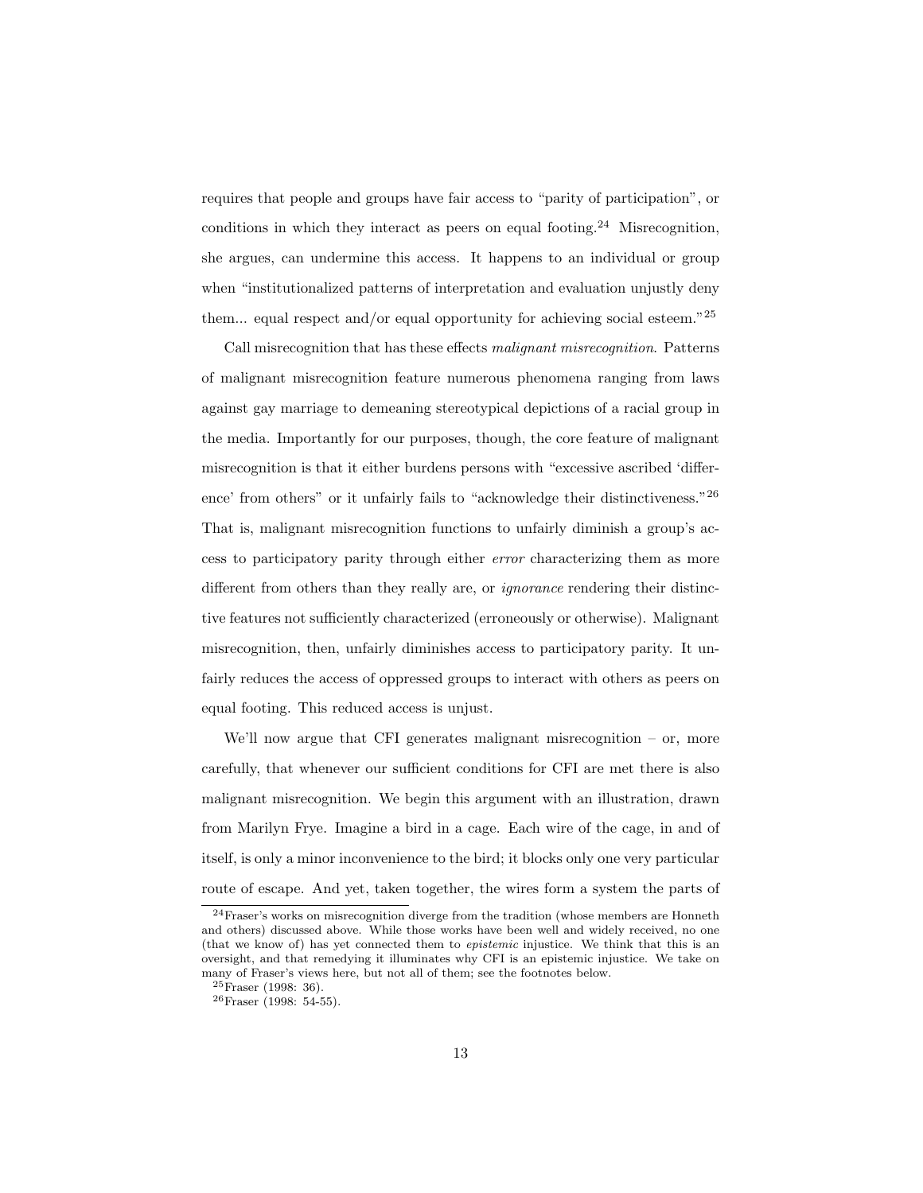requires that people and groups have fair access to "parity of participation", or conditions in which they interact as peers on equal footing.[24] Misrecognition, she argues, can undermine this access. It happens to an individual or group when "institutionalized patterns of interpretation and evaluation unjustly deny them... equal respect and/or equal opportunity for achieving social esteem."[25]

Call misrecognition that has these effects *malignant misrecognition*. Patterns of malignant misrecognition feature numerous phenomena ranging from laws against gay marriage to demeaning stereotypical depictions of a racial group in the media. Importantly for our purposes, though, the core feature of malignant misrecognition is that it either burdens persons with "excessive ascribed 'difference' from others" or it unfairly fails to "acknowledge their distinctiveness."[26] That is, malignant misrecognition functions to unfairly diminish a group's access to participatory parity through either *error* characterizing them as more different from others than they really are, or *ignorance* rendering their distinctive features not sufficiently characterized (erroneously or otherwise). Malignant misrecognition, then, unfairly diminishes access to participatory parity. It unfairly reduces the access of oppressed groups to interact with others as peers on equal footing. This reduced access is unjust.

We'll now argue that CFI generates malignant misrecognition – or, more carefully, that whenever our sufficient conditions for CFI are met there is also malignant misrecognition. We begin this argument with an illustration, drawn from Marilyn Frye. Imagine a bird in a cage. Each wire of the cage, in and of itself, is only a minor inconvenience to the bird; it blocks only one very particular route of escape. And yet, taken together, the wires form a system the parts of

---

[24] Fraser's works on misrecognition diverge from the tradition (whose members are Honneth and others) discussed above. While those works have been well and widely received, no one (that we know of) has yet connected them to *epistemic* injustice. We think that this is an oversight, and that remedying it illuminates why CFI is an epistemic injustice. We take on many of Fraser's views here, but not all of them; see the footnotes below.

[25] Fraser (1998: 36).

[26] Fraser (1998: 54-55).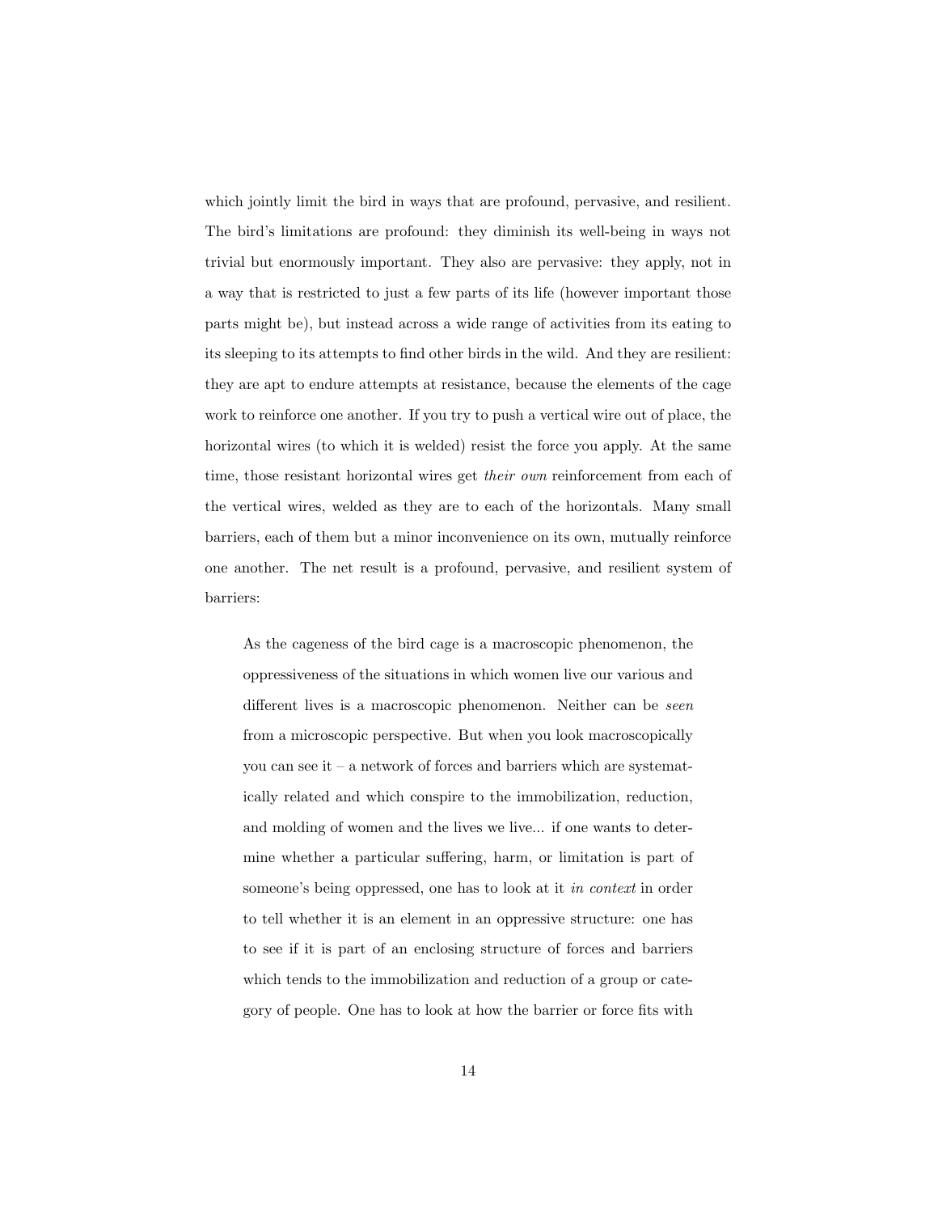which jointly limit the bird in ways that are profound, pervasive, and resilient. The bird's limitations are profound: they diminish its well-being in ways not trivial but enormously important. They also are pervasive: they apply, not in a way that is restricted to just a few parts of its life (however important those parts might be), but instead across a wide range of activities from its eating to its sleeping to its attempts to find other birds in the wild. And they are resilient: they are apt to endure attempts at resistance, because the elements of the cage work to reinforce one another. If you try to push a vertical wire out of place, the horizontal wires (to which it is welded) resist the force you apply. At the same time, those resistant horizontal wires get *their own* reinforcement from each of the vertical wires, welded as they are to each of the horizontals. Many small barriers, each of them but a minor inconvenience on its own, mutually reinforce one another. The net result is a profound, pervasive, and resilient system of barriers:

> As the cageness of the bird cage is a macroscopic phenomenon, the oppressiveness of the situations in which women live our various and different lives is a macroscopic phenomenon. Neither can be *seen* from a microscopic perspective. But when you look macroscopically you can see it – a network of forces and barriers which are systematically related and which conspire to the immobilization, reduction, and molding of women and the lives we live... if one wants to determine whether a particular suffering, harm, or limitation is part of someone's being oppressed, one has to look at it *in context* in order to tell whether it is an element in an oppressive structure: one has to see if it is part of an enclosing structure of forces and barriers which tends to the immobilization and reduction of a group or category of people. One has to look at how the barrier or force fits with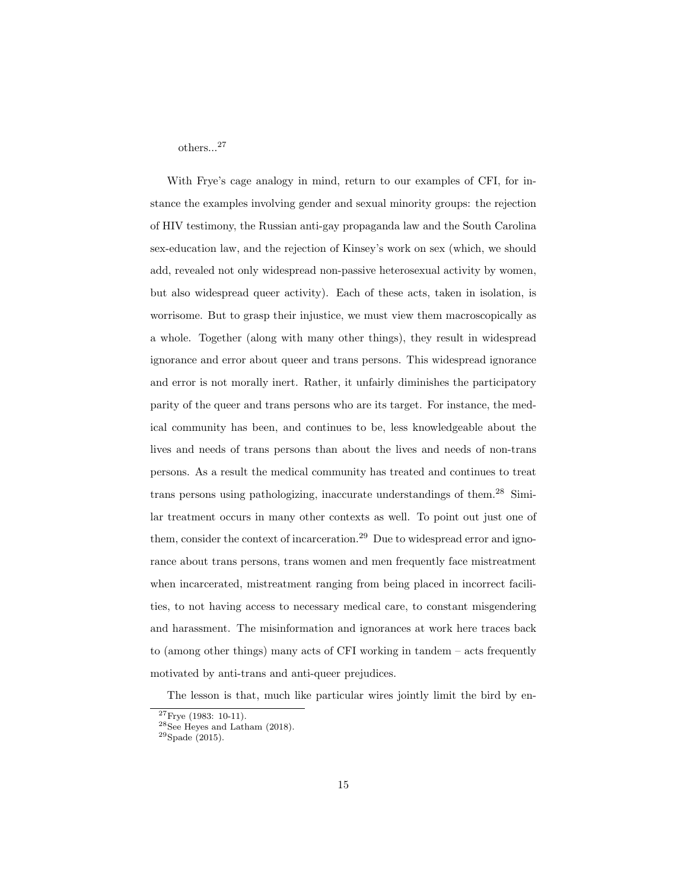others...[27]

With Frye's cage analogy in mind, return to our examples of CFI, for instance the examples involving gender and sexual minority groups: the rejection of HIV testimony, the Russian anti-gay propaganda law and the South Carolina sex-education law, and the rejection of Kinsey's work on sex (which, we should add, revealed not only widespread non-passive heterosexual activity by women, but also widespread queer activity). Each of these acts, taken in isolation, is worrisome. But to grasp their injustice, we must view them macroscopically as a whole. Together (along with many other things), they result in widespread ignorance and error about queer and trans persons. This widespread ignorance and error is not morally inert. Rather, it unfairly diminishes the participatory parity of the queer and trans persons who are its target. For instance, the medical community has been, and continues to be, less knowledgeable about the lives and needs of trans persons than about the lives and needs of non-trans persons. As a result the medical community has treated and continues to treat trans persons using pathologizing, inaccurate understandings of them.[28] Similar treatment occurs in many other contexts as well. To point out just one of them, consider the context of incarceration.[29] Due to widespread error and ignorance about trans persons, trans women and men frequently face mistreatment when incarcerated, mistreatment ranging from being placed in incorrect facilities, to not having access to necessary medical care, to constant misgendering and harassment. The misinformation and ignorances at work here traces back to (among other things) many acts of CFI working in tandem – acts frequently motivated by anti-trans and anti-queer prejudices.

The lesson is that, much like particular wires jointly limit the bird by en-

[27] Frye (1983: 10-11).

[28] See Heyes and Latham (2018).

[29] Spade (2015).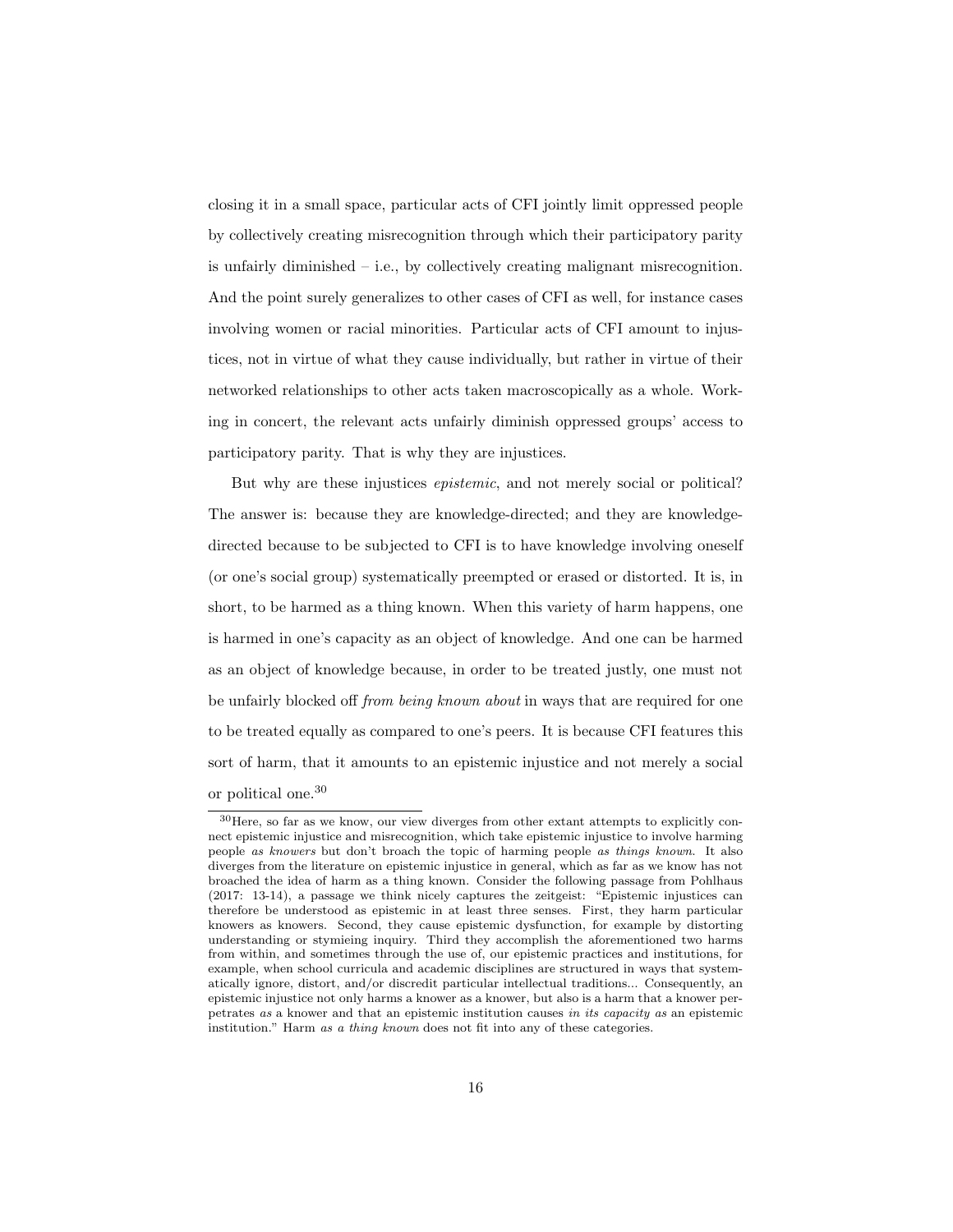closing it in a small space, particular acts of CFI jointly limit oppressed people by collectively creating misrecognition through which their participatory parity is unfairly diminished – i.e., by collectively creating malignant misrecognition. And the point surely generalizes to other cases of CFI as well, for instance cases involving women or racial minorities. Particular acts of CFI amount to injustices, not in virtue of what they cause individually, but rather in virtue of their networked relationships to other acts taken macroscopically as a whole. Working in concert, the relevant acts unfairly diminish oppressed groups' access to participatory parity. That is why they are injustices.

But why are these injustices *epistemic*, and not merely social or political? The answer is: because they are knowledge-directed; and they are knowledge-directed because to be subjected to CFI is to have knowledge involving oneself (or one's social group) systematically preempted or erased or distorted. It is, in short, to be harmed as a thing known. When this variety of harm happens, one is harmed in one's capacity as an object of knowledge. And one can be harmed as an object of knowledge because, in order to be treated justly, one must not be unfairly blocked off *from being known about* in ways that are required for one to be treated equally as compared to one's peers. It is because CFI features this sort of harm, that it amounts to an epistemic injustice and not merely a social or political one.[30]

[30]Here, so far as we know, our view diverges from other extant attempts to explicitly connect epistemic injustice and misrecognition, which take epistemic injustice to involve harming people *as knowers* but don't broach the topic of harming people *as things known*. It also diverges from the literature on epistemic injustice in general, which as far as we know has not broached the idea of harm as a thing known. Consider the following passage from Pohlhaus (2017: 13-14), a passage we think nicely captures the zeitgeist: "Epistemic injustices can therefore be understood as epistemic in at least three senses. First, they harm particular knowers as knowers. Second, they cause epistemic dysfunction, for example by distorting understanding or stymieing inquiry. Third they accomplish the aforementioned two harms from within, and sometimes through the use of, our epistemic practices and institutions, for example, when school curricula and academic disciplines are structured in ways that systematically ignore, distort, and/or discredit particular intellectual traditions... Consequently, an epistemic injustice not only harms a knower as a knower, but also is a harm that a knower perpetrates *as* a knower and that an epistemic institution causes *in its capacity as* an epistemic institution." Harm *as a thing known* does not fit into any of these categories.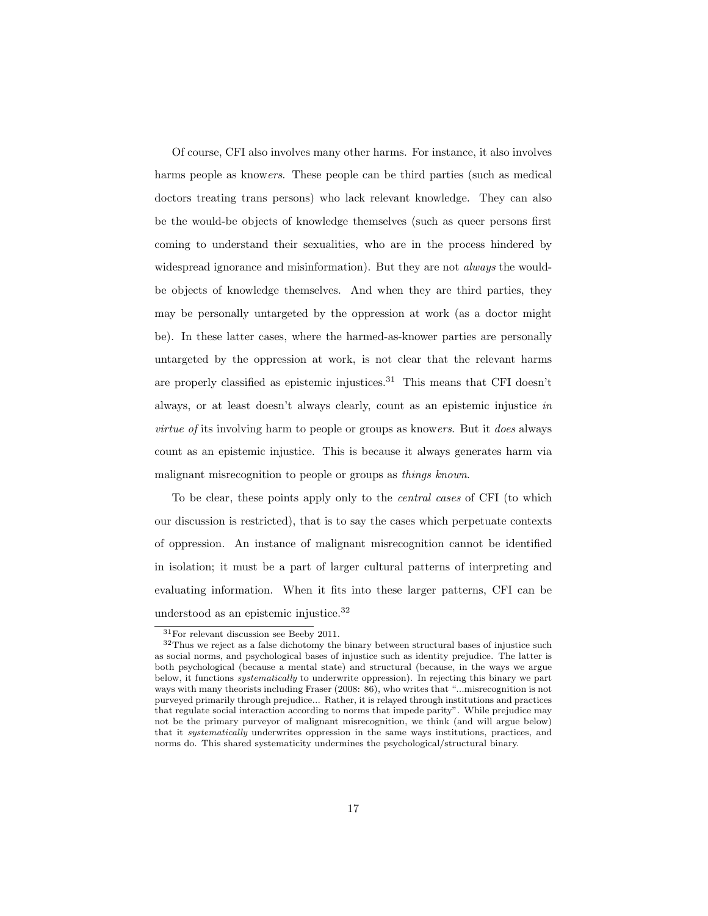Of course, CFI also involves many other harms. For instance, it also involves harms people as know*ers*. These people can be third parties (such as medical doctors treating trans persons) who lack relevant knowledge. They can also be the would-be objects of knowledge themselves (such as queer persons first coming to understand their sexualities, who are in the process hindered by widespread ignorance and misinformation). But they are not *always* the would-be objects of knowledge themselves. And when they are third parties, they may be personally untargeted by the oppression at work (as a doctor might be). In these latter cases, where the harmed-as-knower parties are personally untargeted by the oppression at work, is not clear that the relevant harms are properly classified as epistemic injustices.[31] This means that CFI doesn't always, or at least doesn't always clearly, count as an epistemic injustice *in virtue of* its involving harm to people or groups as know*ers*. But it *does* always count as an epistemic injustice. This is because it always generates harm via malignant misrecognition to people or groups as *things known*.

To be clear, these points apply only to the *central cases* of CFI (to which our discussion is restricted), that is to say the cases which perpetuate contexts of oppression. An instance of malignant misrecognition cannot be identified in isolation; it must be a part of larger cultural patterns of interpreting and evaluating information. When it fits into these larger patterns, CFI can be understood as an epistemic injustice.[32]

[31] For relevant discussion see Beeby 2011.

[32] Thus we reject as a false dichotomy the binary between structural bases of injustice such as social norms, and psychological bases of injustice such as identity prejudice. The latter is both psychological (because a mental state) and structural (because, in the ways we argue below, it functions *systematically* to underwrite oppression). In rejecting this binary we part ways with many theorists including Fraser (2008: 86), who writes that "...misrecognition is not purveyed primarily through prejudice... Rather, it is relayed through institutions and practices that regulate social interaction according to norms that impede parity". While prejudice may not be the primary purveyor of malignant misrecognition, we think (and will argue below) that it *systematically* underwrites oppression in the same ways institutions, practices, and norms do. This shared systematicity undermines the psychological/structural binary.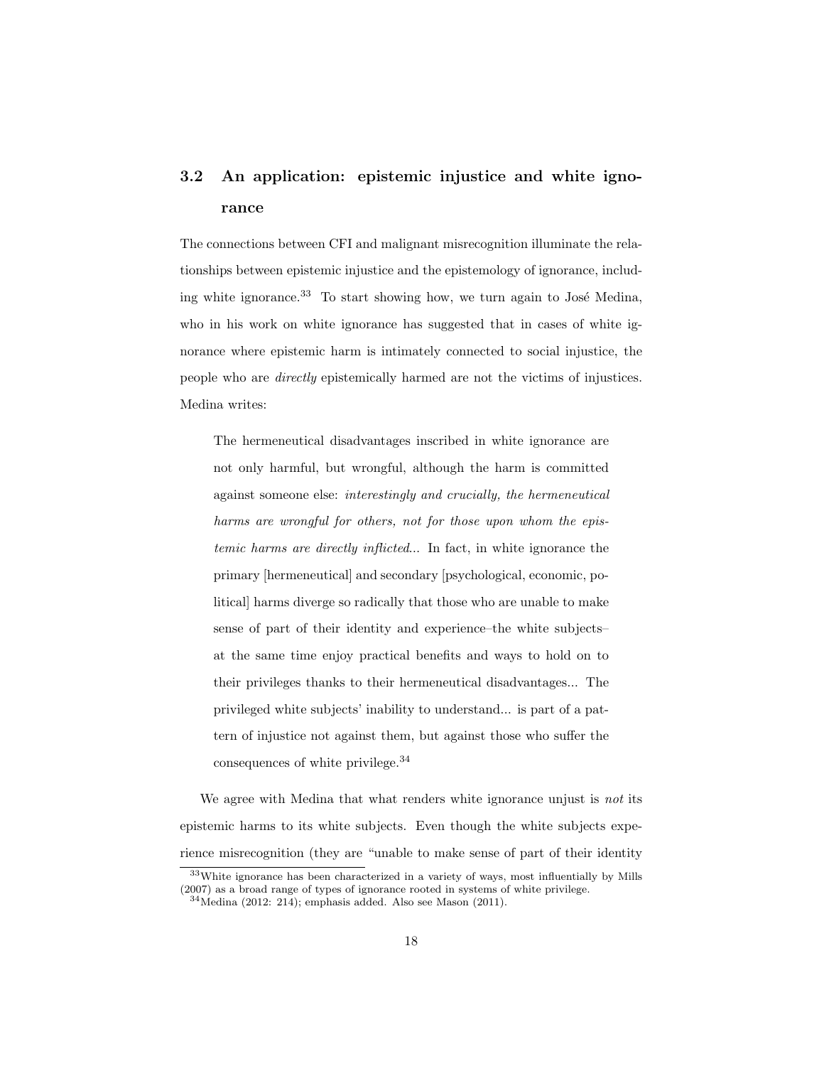### 3.2 An application: epistemic injustice and white ignorance

The connections between CFI and malignant misrecognition illuminate the relationships between epistemic injustice and the epistemology of ignorance, including white ignorance.[33] To start showing how, we turn again to José Medina, who in his work on white ignorance has suggested that in cases of white ignorance where epistemic harm is intimately connected to social injustice, the people who are *directly* epistemically harmed are not the victims of injustices. Medina writes:

> The hermeneutical disadvantages inscribed in white ignorance are not only harmful, but wrongful, although the harm is committed against someone else: *interestingly and crucially, the hermeneutical harms are wrongful for others, not for those upon whom the epistemic harms are directly inflicted*... In fact, in white ignorance the primary [hermeneutical] and secondary [psychological, economic, political] harms diverge so radically that those who are unable to make sense of part of their identity and experience–the white subjects–at the same time enjoy practical benefits and ways to hold on to their privileges thanks to their hermeneutical disadvantages... The privileged white subjects' inability to understand... is part of a pattern of injustice not against them, but against those who suffer the consequences of white privilege.[34]

We agree with Medina that what renders white ignorance unjust is *not* its epistemic harms to its white subjects. Even though the white subjects experience misrecognition (they are "unable to make sense of part of their identity

---

[33] White ignorance has been characterized in a variety of ways, most influentially by Mills (2007) as a broad range of types of ignorance rooted in systems of white privilege.

[34] Medina (2012: 214); emphasis added. Also see Mason (2011).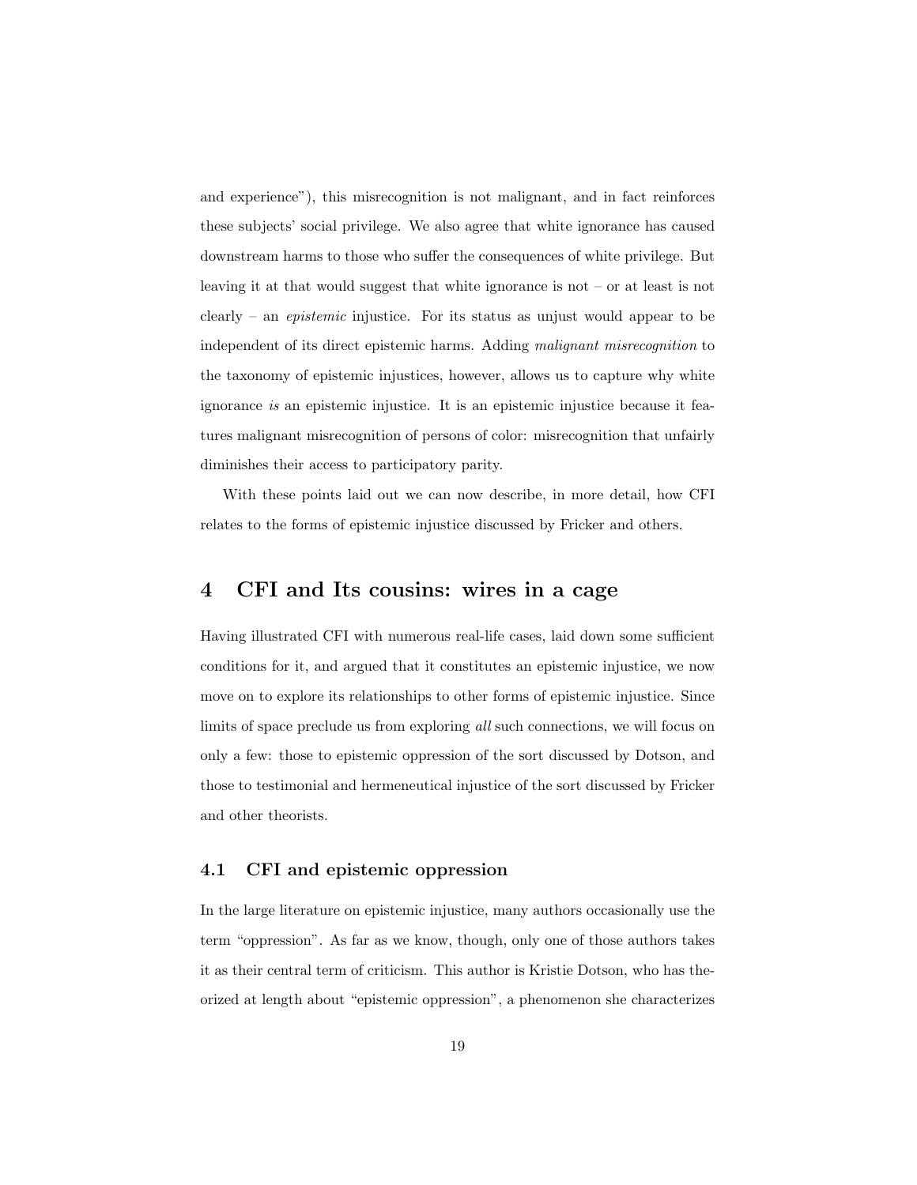and experience"), this misrecognition is not malignant, and in fact reinforces these subjects' social privilege. We also agree that white ignorance has caused downstream harms to those who suffer the consequences of white privilege. But leaving it at that would suggest that white ignorance is not – or at least is not clearly – an *epistemic* injustice. For its status as unjust would appear to be independent of its direct epistemic harms. Adding *malignant misrecognition* to the taxonomy of epistemic injustices, however, allows us to capture why white ignorance *is* an epistemic injustice. It is an epistemic injustice because it features malignant misrecognition of persons of color: misrecognition that unfairly diminishes their access to participatory parity.

With these points laid out we can now describe, in more detail, how CFI relates to the forms of epistemic injustice discussed by Fricker and others.

## 4 CFI and Its cousins: wires in a cage

Having illustrated CFI with numerous real-life cases, laid down some sufficient conditions for it, and argued that it constitutes an epistemic injustice, we now move on to explore its relationships to other forms of epistemic injustice. Since limits of space preclude us from exploring *all* such connections, we will focus on only a few: those to epistemic oppression of the sort discussed by Dotson, and those to testimonial and hermeneutical injustice of the sort discussed by Fricker and other theorists.

### 4.1 CFI and epistemic oppression

In the large literature on epistemic injustice, many authors occasionally use the term "oppression". As far as we know, though, only one of those authors takes it as their central term of criticism. This author is Kristie Dotson, who has theorized at length about "epistemic oppression", a phenomenon she characterizes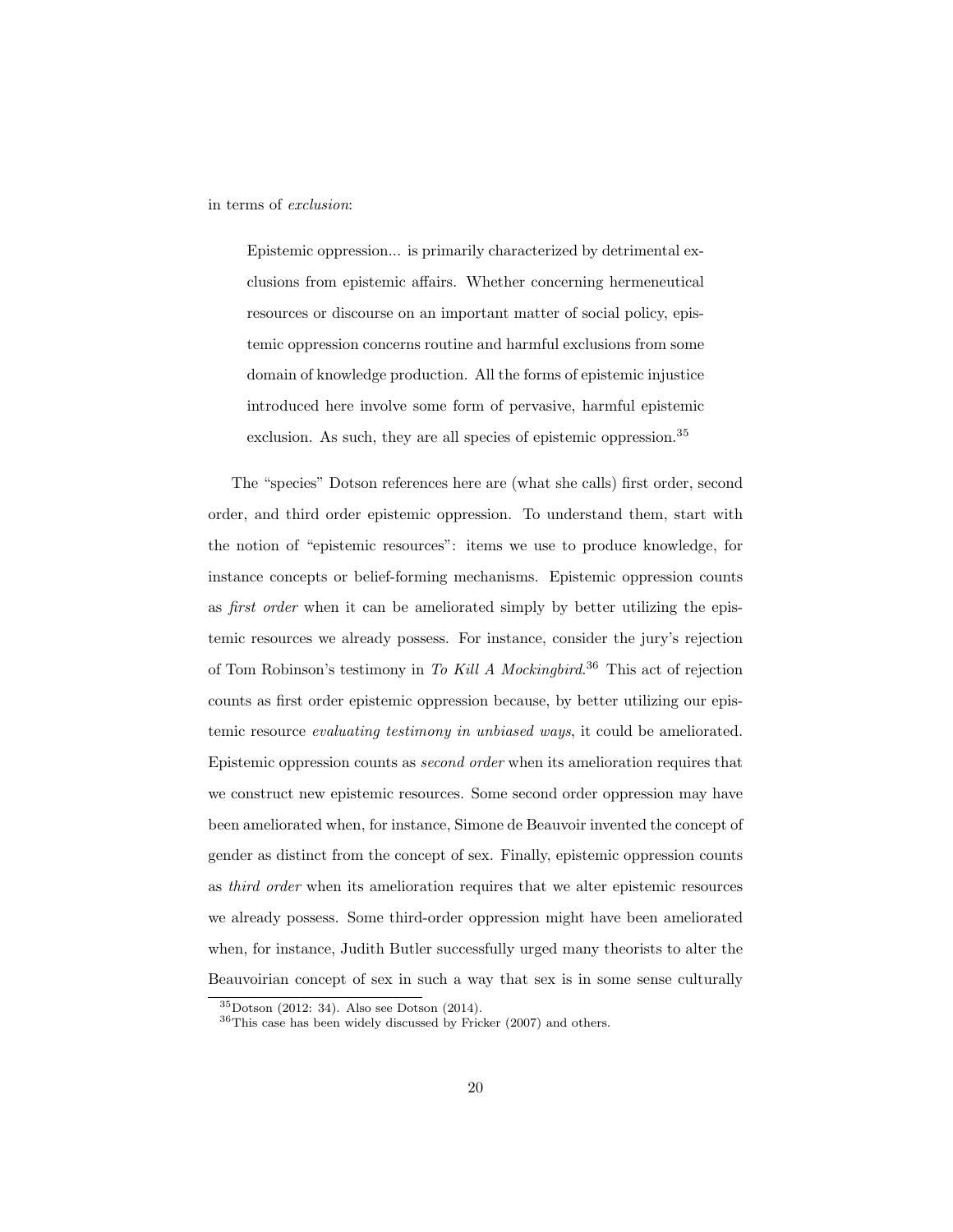in terms of *exclusion*:

> Epistemic oppression... is primarily characterized by detrimental exclusions from epistemic affairs. Whether concerning hermeneutical resources or discourse on an important matter of social policy, epistemic oppression concerns routine and harmful exclusions from some domain of knowledge production. All the forms of epistemic injustice introduced here involve some form of pervasive, harmful epistemic exclusion. As such, they are all species of epistemic oppression.[35]

The "species" Dotson references here are (what she calls) first order, second order, and third order epistemic oppression. To understand them, start with the notion of "epistemic resources": items we use to produce knowledge, for instance concepts or belief-forming mechanisms. Epistemic oppression counts as *first order* when it can be ameliorated simply by better utilizing the epistemic resources we already possess. For instance, consider the jury's rejection of Tom Robinson's testimony in *To Kill A Mockingbird*.[36] This act of rejection counts as first order epistemic oppression because, by better utilizing our epistemic resource *evaluating testimony in unbiased ways*, it could be ameliorated. Epistemic oppression counts as *second order* when its amelioration requires that we construct new epistemic resources. Some second order oppression may have been ameliorated when, for instance, Simone de Beauvoir invented the concept of gender as distinct from the concept of sex. Finally, epistemic oppression counts as *third order* when its amelioration requires that we alter epistemic resources we already possess. Some third-order oppression might have been ameliorated when, for instance, Judith Butler successfully urged many theorists to alter the Beauvoirian concept of sex in such a way that sex is in some sense culturally

[35] Dotson (2012: 34). Also see Dotson (2014).

[36] This case has been widely discussed by Fricker (2007) and others.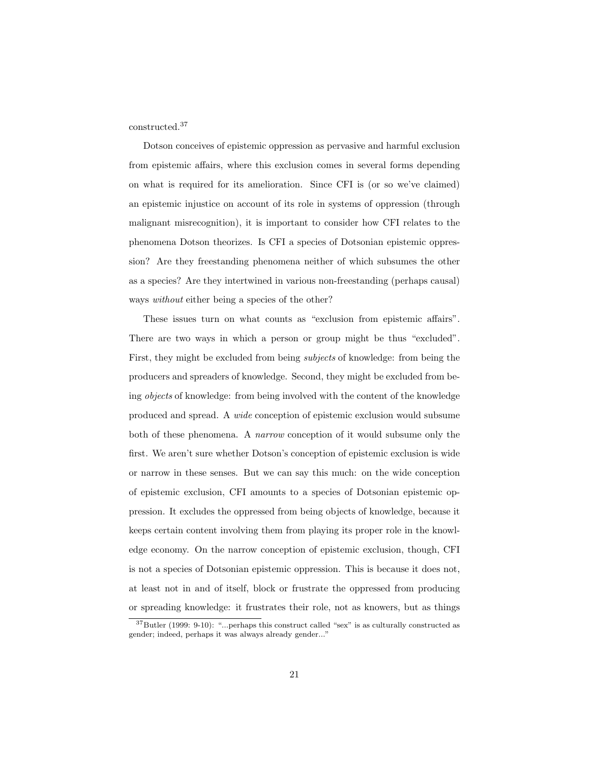constructed.[37]

Dotson conceives of epistemic oppression as pervasive and harmful exclusion from epistemic affairs, where this exclusion comes in several forms depending on what is required for its amelioration. Since CFI is (or so we've claimed) an epistemic injustice on account of its role in systems of oppression (through malignant misrecognition), it is important to consider how CFI relates to the phenomena Dotson theorizes. Is CFI a species of Dotsonian epistemic oppression? Are they freestanding phenomena neither of which subsumes the other as a species? Are they intertwined in various non-freestanding (perhaps causal) ways *without* either being a species of the other?

These issues turn on what counts as "exclusion from epistemic affairs". There are two ways in which a person or group might be thus "excluded". First, they might be excluded from being *subjects* of knowledge: from being the producers and spreaders of knowledge. Second, they might be excluded from being *objects* of knowledge: from being involved with the content of the knowledge produced and spread. A *wide* conception of epistemic exclusion would subsume both of these phenomena. A *narrow* conception of it would subsume only the first. We aren't sure whether Dotson's conception of epistemic exclusion is wide or narrow in these senses. But we can say this much: on the wide conception of epistemic exclusion, CFI amounts to a species of Dotsonian epistemic oppression. It excludes the oppressed from being objects of knowledge, because it keeps certain content involving them from playing its proper role in the knowledge economy. On the narrow conception of epistemic exclusion, though, CFI is not a species of Dotsonian epistemic oppression. This is because it does not, at least not in and of itself, block or frustrate the oppressed from producing or spreading knowledge: it frustrates their role, not as knowers, but as things

[37] Butler (1999: 9-10): "...perhaps this construct called "sex" is as culturally constructed as gender; indeed, perhaps it was always already gender..."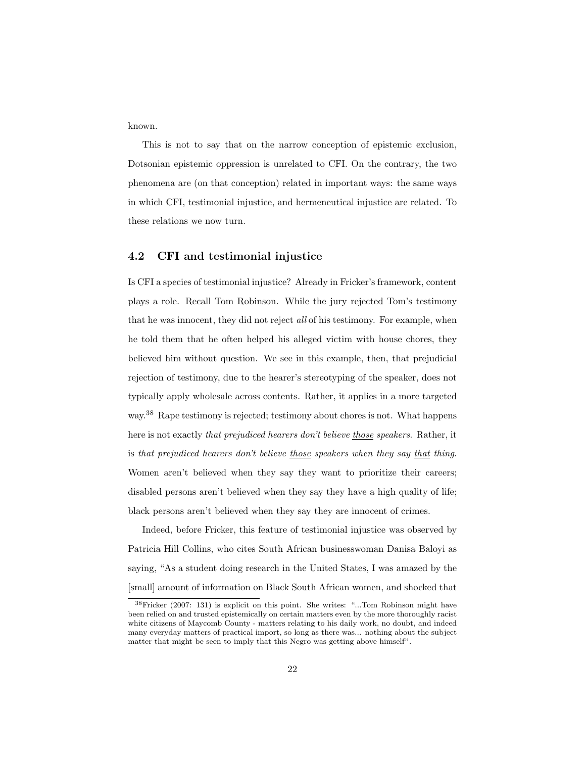known.

This is not to say that on the narrow conception of epistemic exclusion, Dotsonian epistemic oppression is unrelated to CFI. On the contrary, the two phenomena are (on that conception) related in important ways: the same ways in which CFI, testimonial injustice, and hermeneutical injustice are related. To these relations we now turn.

## 4.2 CFI and testimonial injustice

Is CFI a species of testimonial injustice? Already in Fricker's framework, content plays a role. Recall Tom Robinson. While the jury rejected Tom's testimony that he was innocent, they did not reject *all* of his testimony. For example, when he told them that he often helped his alleged victim with house chores, they believed him without question. We see in this example, then, that prejudicial rejection of testimony, due to the hearer's stereotyping of the speaker, does not typically apply wholesale across contents. Rather, it applies in a more targeted way.[38] Rape testimony is rejected; testimony about chores is not. What happens here is not exactly *that prejudiced hearers don't believe <u>those</u> speakers*. Rather, it is *that prejudiced hearers don't believe <u>those</u> speakers when they say <u>that</u> thing*. Women aren't believed when they say they want to prioritize their careers; disabled persons aren't believed when they say they have a high quality of life; black persons aren't believed when they say they are innocent of crimes.

Indeed, before Fricker, this feature of testimonial injustice was observed by Patricia Hill Collins, who cites South African businesswoman Danisa Baloyi as saying, "As a student doing research in the United States, I was amazed by the [small] amount of information on Black South African women, and shocked that

[38] Fricker (2007: 131) is explicit on this point. She writes: "...Tom Robinson might have been relied on and trusted epistemically on certain matters even by the more thoroughly racist white citizens of Maycomb County - matters relating to his daily work, no doubt, and indeed many everyday matters of practical import, so long as there was... nothing about the subject matter that might be seen to imply that this Negro was getting above himself".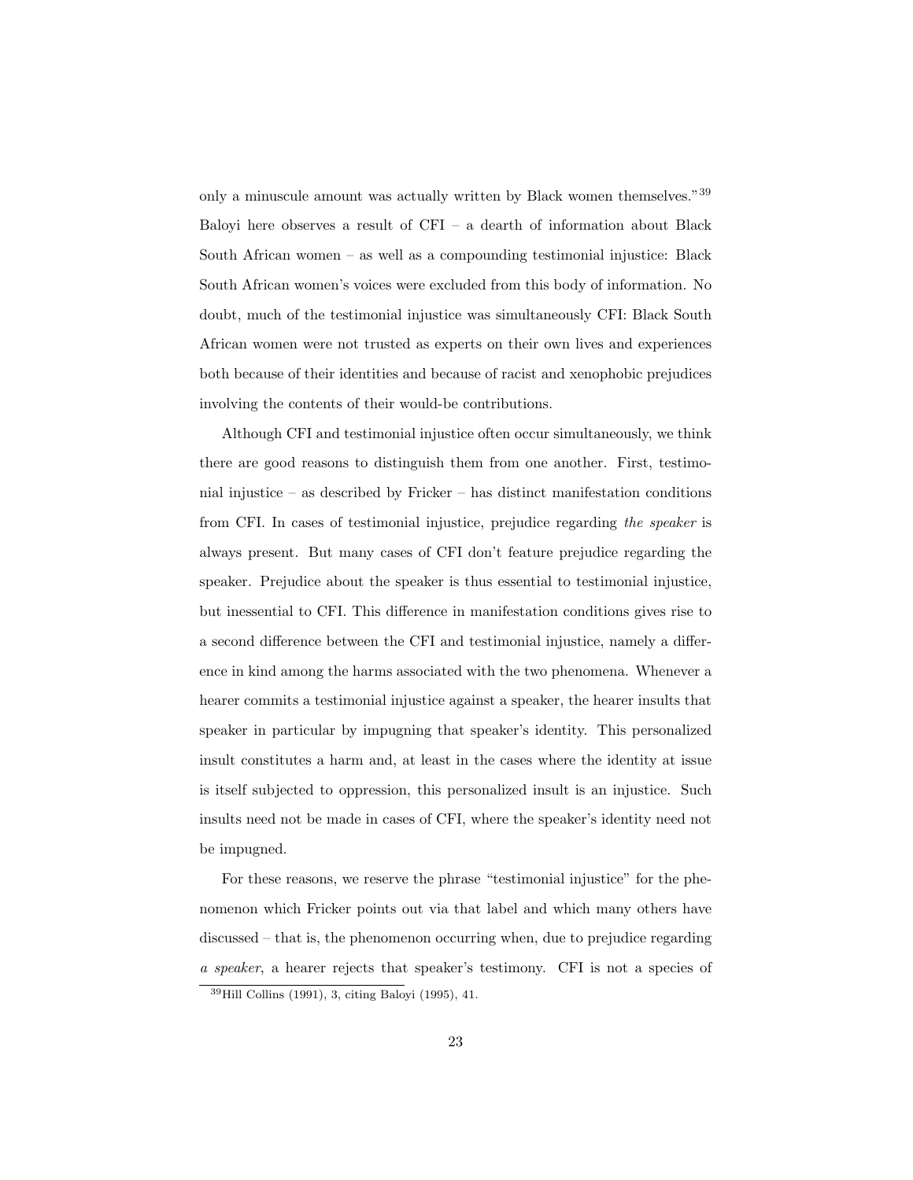only a minuscule amount was actually written by Black women themselves."[39] Baloyi here observes a result of CFI – a dearth of information about Black South African women – as well as a compounding testimonial injustice: Black South African women's voices were excluded from this body of information. No doubt, much of the testimonial injustice was simultaneously CFI: Black South African women were not trusted as experts on their own lives and experiences both because of their identities and because of racist and xenophobic prejudices involving the contents of their would-be contributions.

Although CFI and testimonial injustice often occur simultaneously, we think there are good reasons to distinguish them from one another. First, testimonial injustice – as described by Fricker – has distinct manifestation conditions from CFI. In cases of testimonial injustice, prejudice regarding *the speaker* is always present. But many cases of CFI don't feature prejudice regarding the speaker. Prejudice about the speaker is thus essential to testimonial injustice, but inessential to CFI. This difference in manifestation conditions gives rise to a second difference between the CFI and testimonial injustice, namely a difference in kind among the harms associated with the two phenomena. Whenever a hearer commits a testimonial injustice against a speaker, the hearer insults that speaker in particular by impugning that speaker's identity. This personalized insult constitutes a harm and, at least in the cases where the identity at issue is itself subjected to oppression, this personalized insult is an injustice. Such insults need not be made in cases of CFI, where the speaker's identity need not be impugned.

For these reasons, we reserve the phrase "testimonial injustice" for the phenomenon which Fricker points out via that label and which many others have discussed – that is, the phenomenon occurring when, due to prejudice regarding *a speaker*, a hearer rejects that speaker's testimony. CFI is not a species of

[39] Hill Collins (1991), 3, citing Baloyi (1995), 41.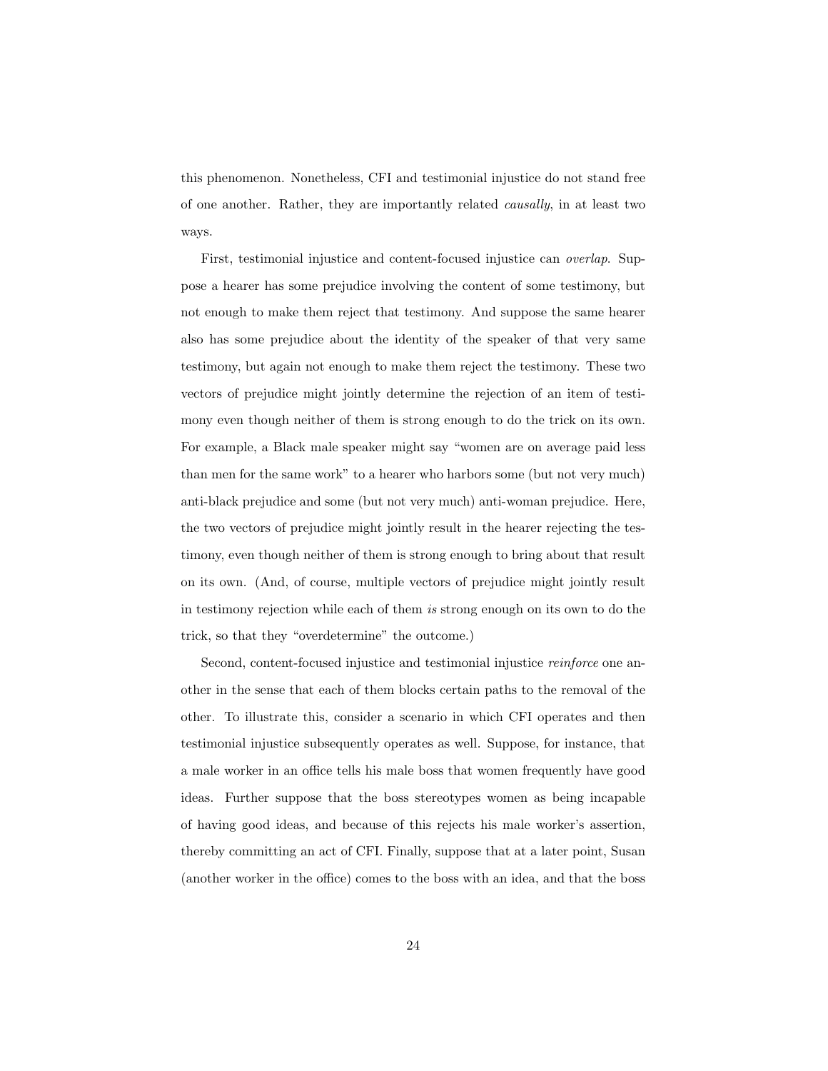this phenomenon. Nonetheless, CFI and testimonial injustice do not stand free of one another. Rather, they are importantly related *causally*, in at least two ways.

First, testimonial injustice and content-focused injustice can *overlap*. Suppose a hearer has some prejudice involving the content of some testimony, but not enough to make them reject that testimony. And suppose the same hearer also has some prejudice about the identity of the speaker of that very same testimony, but again not enough to make them reject the testimony. These two vectors of prejudice might jointly determine the rejection of an item of testimony even though neither of them is strong enough to do the trick on its own. For example, a Black male speaker might say "women are on average paid less than men for the same work" to a hearer who harbors some (but not very much) anti-black prejudice and some (but not very much) anti-woman prejudice. Here, the two vectors of prejudice might jointly result in the hearer rejecting the testimony, even though neither of them is strong enough to bring about that result on its own. (And, of course, multiple vectors of prejudice might jointly result in testimony rejection while each of them *is* strong enough on its own to do the trick, so that they "overdetermine" the outcome.)

Second, content-focused injustice and testimonial injustice *reinforce* one another in the sense that each of them blocks certain paths to the removal of the other. To illustrate this, consider a scenario in which CFI operates and then testimonial injustice subsequently operates as well. Suppose, for instance, that a male worker in an office tells his male boss that women frequently have good ideas. Further suppose that the boss stereotypes women as being incapable of having good ideas, and because of this rejects his male worker's assertion, thereby committing an act of CFI. Finally, suppose that at a later point, Susan (another worker in the office) comes to the boss with an idea, and that the boss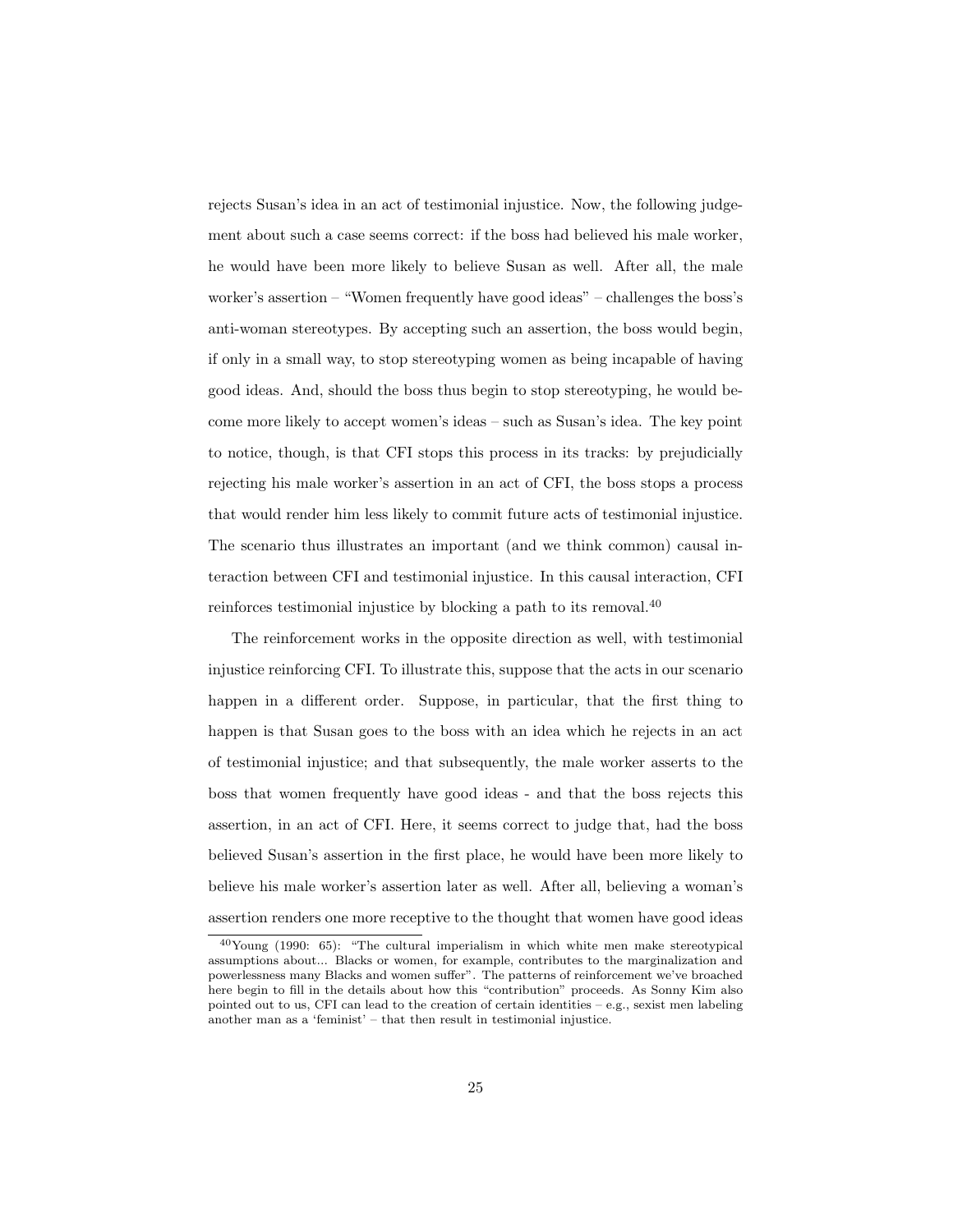rejects Susan's idea in an act of testimonial injustice. Now, the following judgement about such a case seems correct: if the boss had believed his male worker, he would have been more likely to believe Susan as well. After all, the male worker's assertion – "Women frequently have good ideas" – challenges the boss's anti-woman stereotypes. By accepting such an assertion, the boss would begin, if only in a small way, to stop stereotyping women as being incapable of having good ideas. And, should the boss thus begin to stop stereotyping, he would become more likely to accept women's ideas – such as Susan's idea. The key point to notice, though, is that CFI stops this process in its tracks: by prejudicially rejecting his male worker's assertion in an act of CFI, the boss stops a process that would render him less likely to commit future acts of testimonial injustice. The scenario thus illustrates an important (and we think common) causal interaction between CFI and testimonial injustice. In this causal interaction, CFI reinforces testimonial injustice by blocking a path to its removal.[40]

The reinforcement works in the opposite direction as well, with testimonial injustice reinforcing CFI. To illustrate this, suppose that the acts in our scenario happen in a different order. Suppose, in particular, that the first thing to happen is that Susan goes to the boss with an idea which he rejects in an act of testimonial injustice; and that subsequently, the male worker asserts to the boss that women frequently have good ideas - and that the boss rejects this assertion, in an act of CFI. Here, it seems correct to judge that, had the boss believed Susan's assertion in the first place, he would have been more likely to believe his male worker's assertion later as well. After all, believing a woman's assertion renders one more receptive to the thought that women have good ideas

[40]Young (1990: 65): "The cultural imperialism in which white men make stereotypical assumptions about... Blacks or women, for example, contributes to the marginalization and powerlessness many Blacks and women suffer". The patterns of reinforcement we've broached here begin to fill in the details about how this "contribution" proceeds. As Sonny Kim also pointed out to us, CFI can lead to the creation of certain identities – e.g., sexist men labeling another man as a 'feminist' – that then result in testimonial injustice.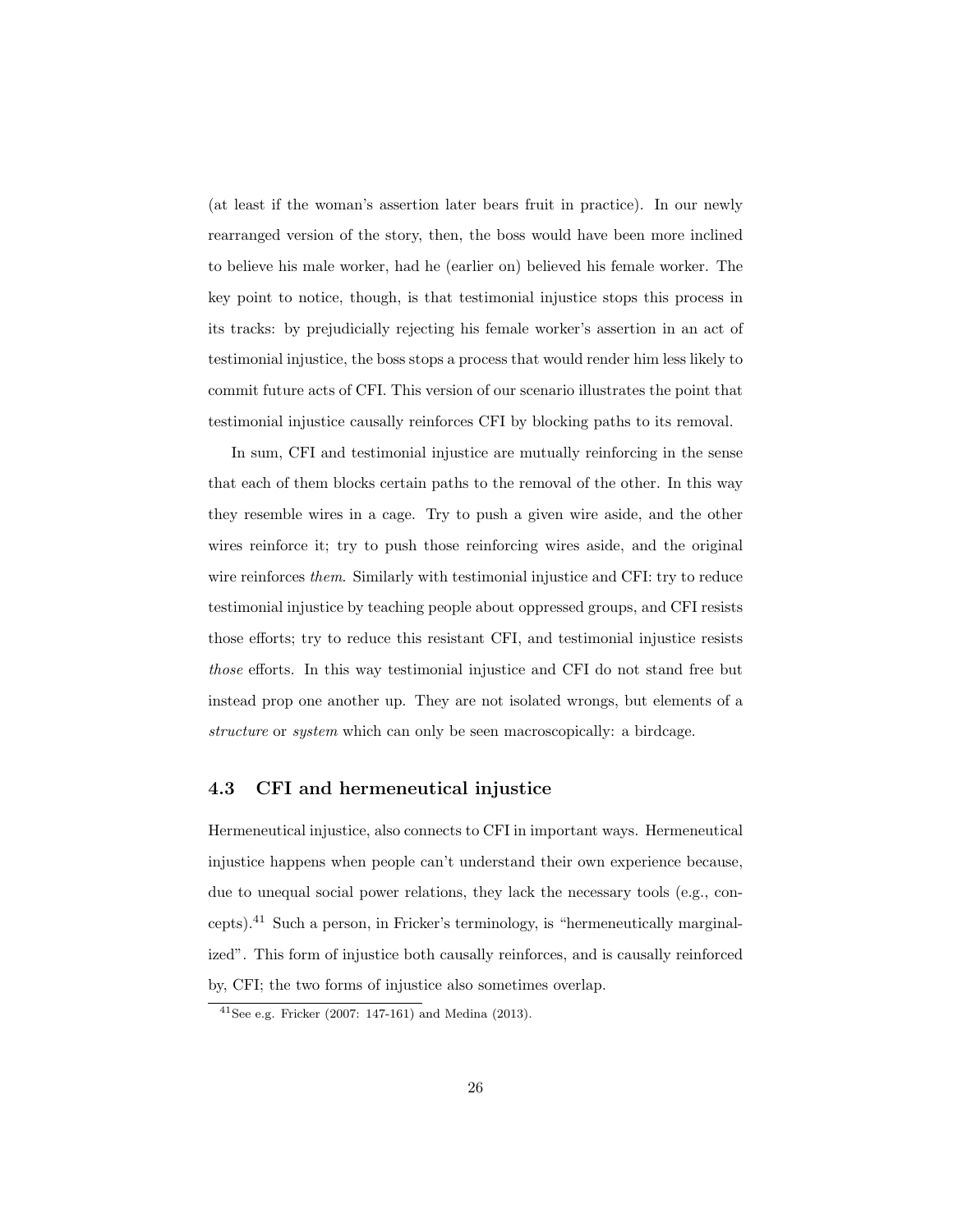(at least if the woman's assertion later bears fruit in practice). In our newly rearranged version of the story, then, the boss would have been more inclined to believe his male worker, had he (earlier on) believed his female worker. The key point to notice, though, is that testimonial injustice stops this process in its tracks: by prejudicially rejecting his female worker's assertion in an act of testimonial injustice, the boss stops a process that would render him less likely to commit future acts of CFI. This version of our scenario illustrates the point that testimonial injustice causally reinforces CFI by blocking paths to its removal.

In sum, CFI and testimonial injustice are mutually reinforcing in the sense that each of them blocks certain paths to the removal of the other. In this way they resemble wires in a cage. Try to push a given wire aside, and the other wires reinforce it; try to push those reinforcing wires aside, and the original wire reinforces *them*. Similarly with testimonial injustice and CFI: try to reduce testimonial injustice by teaching people about oppressed groups, and CFI resists those efforts; try to reduce this resistant CFI, and testimonial injustice resists *those* efforts. In this way testimonial injustice and CFI do not stand free but instead prop one another up. They are not isolated wrongs, but elements of a *structure* or *system* which can only be seen macroscopically: a birdcage.

### 4.3 CFI and hermeneutical injustice

Hermeneutical injustice, also connects to CFI in important ways. Hermeneutical injustice happens when people can't understand their own experience because, due to unequal social power relations, they lack the necessary tools (e.g., concepts).[41] Such a person, in Fricker's terminology, is "hermeneutically marginalized". This form of injustice both causally reinforces, and is causally reinforced by, CFI; the two forms of injustice also sometimes overlap.

[41] See e.g. Fricker (2007: 147-161) and Medina (2013).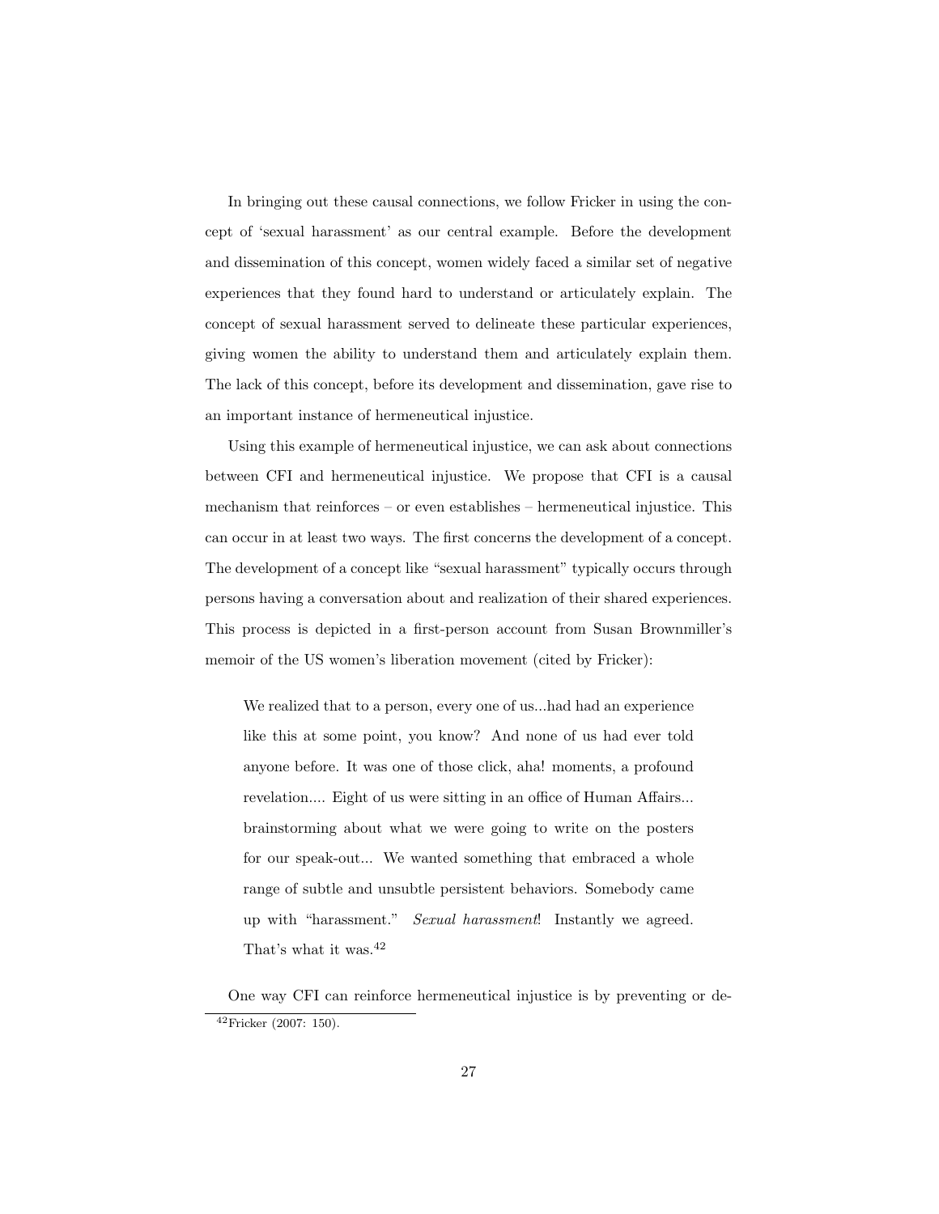In bringing out these causal connections, we follow Fricker in using the concept of 'sexual harassment' as our central example. Before the development and dissemination of this concept, women widely faced a similar set of negative experiences that they found hard to understand or articulately explain. The concept of sexual harassment served to delineate these particular experiences, giving women the ability to understand them and articulately explain them. The lack of this concept, before its development and dissemination, gave rise to an important instance of hermeneutical injustice.

Using this example of hermeneutical injustice, we can ask about connections between CFI and hermeneutical injustice. We propose that CFI is a causal mechanism that reinforces – or even establishes – hermeneutical injustice. This can occur in at least two ways. The first concerns the development of a concept. The development of a concept like "sexual harassment" typically occurs through persons having a conversation about and realization of their shared experiences. This process is depicted in a first-person account from Susan Brownmiller's memoir of the US women's liberation movement (cited by Fricker):

> We realized that to a person, every one of us...had had an experience like this at some point, you know? And none of us had ever told anyone before. It was one of those click, aha! moments, a profound revelation.... Eight of us were sitting in an office of Human Affairs... brainstorming about what we were going to write on the posters for our speak-out... We wanted something that embraced a whole range of subtle and unsubtle persistent behaviors. Somebody came up with "harassment." *Sexual harassment*! Instantly we agreed. That's what it was.[42]

One way CFI can reinforce hermeneutical injustice is by preventing or de-

[42] Fricker (2007: 150).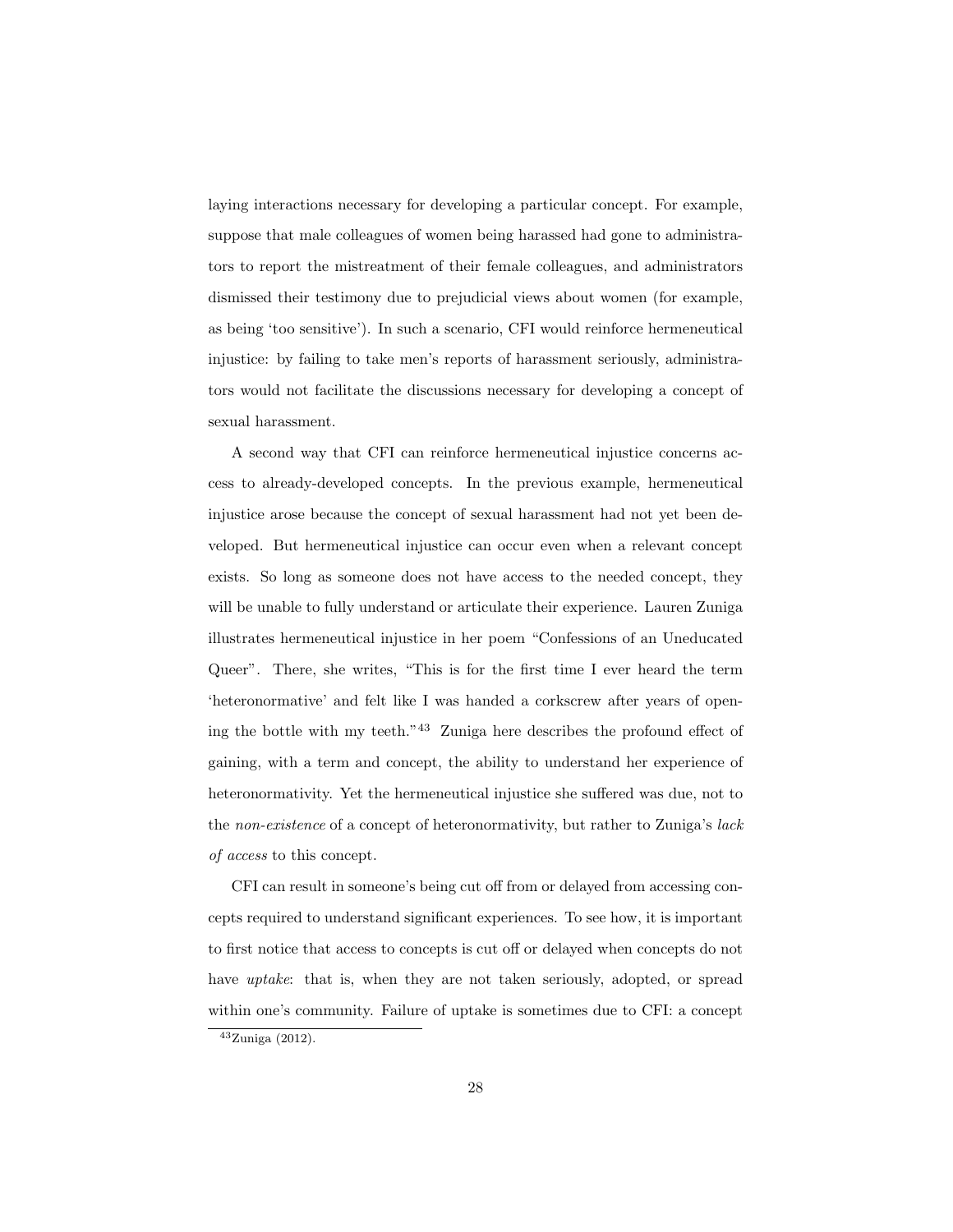laying interactions necessary for developing a particular concept. For example, suppose that male colleagues of women being harassed had gone to administrators to report the mistreatment of their female colleagues, and administrators dismissed their testimony due to prejudicial views about women (for example, as being 'too sensitive'). In such a scenario, CFI would reinforce hermeneutical injustice: by failing to take men's reports of harassment seriously, administrators would not facilitate the discussions necessary for developing a concept of sexual harassment.

A second way that CFI can reinforce hermeneutical injustice concerns access to already-developed concepts. In the previous example, hermeneutical injustice arose because the concept of sexual harassment had not yet been developed. But hermeneutical injustice can occur even when a relevant concept exists. So long as someone does not have access to the needed concept, they will be unable to fully understand or articulate their experience. Lauren Zuniga illustrates hermeneutical injustice in her poem "Confessions of an Uneducated Queer". There, she writes, "This is for the first time I ever heard the term 'heteronormative' and felt like I was handed a corkscrew after years of opening the bottle with my teeth."[43] Zuniga here describes the profound effect of gaining, with a term and concept, the ability to understand her experience of heteronormativity. Yet the hermeneutical injustice she suffered was due, not to the *non-existence* of a concept of heteronormativity, but rather to Zuniga's *lack of access* to this concept.

CFI can result in someone's being cut off from or delayed from accessing concepts required to understand significant experiences. To see how, it is important to first notice that access to concepts is cut off or delayed when concepts do not have *uptake*: that is, when they are not taken seriously, adopted, or spread within one's community. Failure of uptake is sometimes due to CFI: a concept

[43] Zuniga (2012).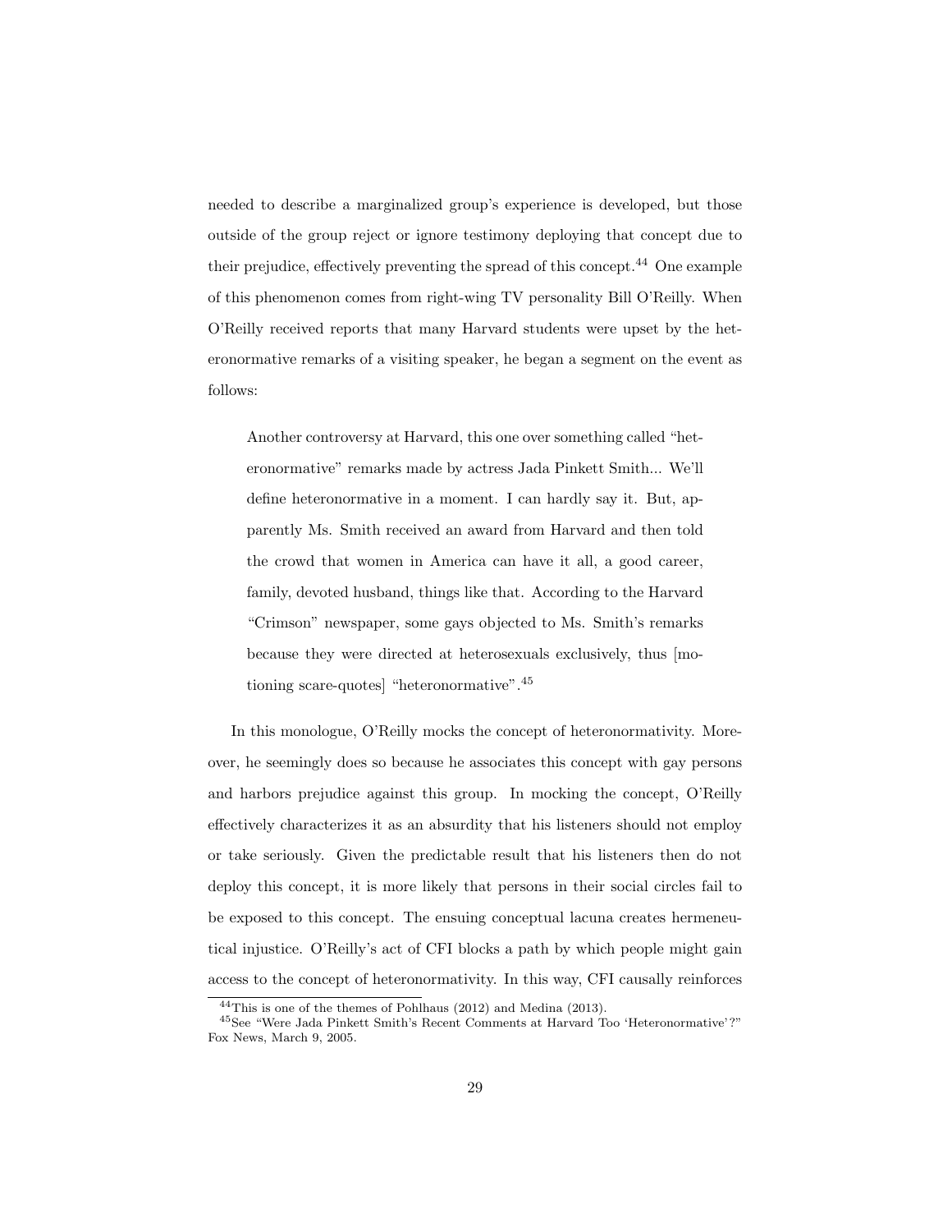needed to describe a marginalized group's experience is developed, but those outside of the group reject or ignore testimony deploying that concept due to their prejudice, effectively preventing the spread of this concept.[44] One example of this phenomenon comes from right-wing TV personality Bill O'Reilly. When O'Reilly received reports that many Harvard students were upset by the heteronormative remarks of a visiting speaker, he began a segment on the event as follows:

> Another controversy at Harvard, this one over something called "heteronormative" remarks made by actress Jada Pinkett Smith... We'll define heteronormative in a moment. I can hardly say it. But, apparently Ms. Smith received an award from Harvard and then told the crowd that women in America can have it all, a good career, family, devoted husband, things like that. According to the Harvard "Crimson" newspaper, some gays objected to Ms. Smith's remarks because they were directed at heterosexuals exclusively, thus [motioning scare-quotes] "heteronormative".[45]

In this monologue, O'Reilly mocks the concept of heteronormativity. Moreover, he seemingly does so because he associates this concept with gay persons and harbors prejudice against this group. In mocking the concept, O'Reilly effectively characterizes it as an absurdity that his listeners should not employ or take seriously. Given the predictable result that his listeners then do not deploy this concept, it is more likely that persons in their social circles fail to be exposed to this concept. The ensuing conceptual lacuna creates hermeneutical injustice. O'Reilly's act of CFI blocks a path by which people might gain access to the concept of heteronormativity. In this way, CFI causally reinforces

[44] This is one of the themes of Pohlhaus (2012) and Medina (2013).

[45] See "Were Jada Pinkett Smith's Recent Comments at Harvard Too 'Heteronormative'?" Fox News, March 9, 2005.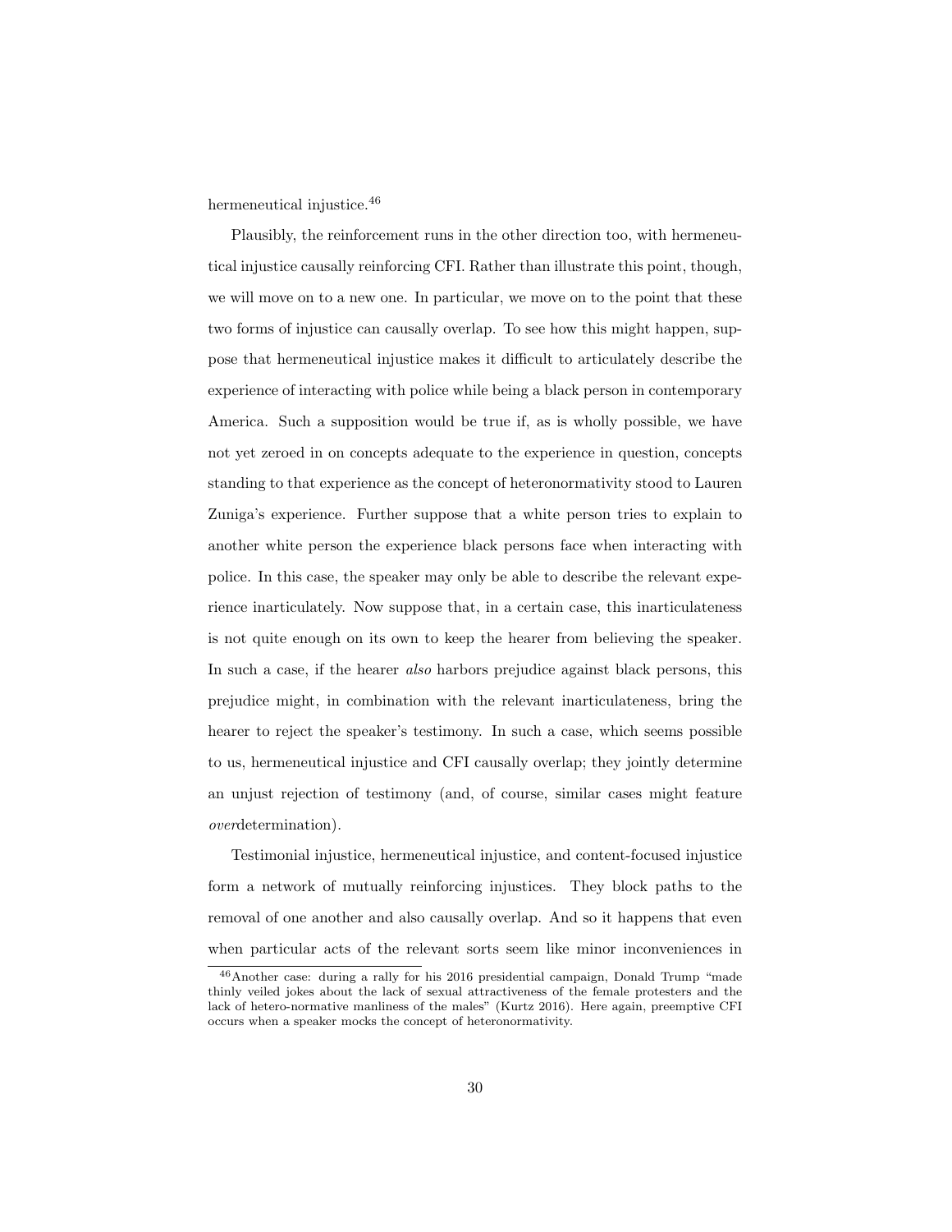hermeneutical injustice.[46]

Plausibly, the reinforcement runs in the other direction too, with hermeneutical injustice causally reinforcing CFI. Rather than illustrate this point, though, we will move on to a new one. In particular, we move on to the point that these two forms of injustice can causally overlap. To see how this might happen, suppose that hermeneutical injustice makes it difficult to articulately describe the experience of interacting with police while being a black person in contemporary America. Such a supposition would be true if, as is wholly possible, we have not yet zeroed in on concepts adequate to the experience in question, concepts standing to that experience as the concept of heteronormativity stood to Lauren Zuniga's experience. Further suppose that a white person tries to explain to another white person the experience black persons face when interacting with police. In this case, the speaker may only be able to describe the relevant experience inarticulately. Now suppose that, in a certain case, this inarticulateness is not quite enough on its own to keep the hearer from believing the speaker. In such a case, if the hearer *also* harbors prejudice against black persons, this prejudice might, in combination with the relevant inarticulateness, bring the hearer to reject the speaker's testimony. In such a case, which seems possible to us, hermeneutical injustice and CFI causally overlap; they jointly determine an unjust rejection of testimony (and, of course, similar cases might feature *over*determination).

Testimonial injustice, hermeneutical injustice, and content-focused injustice form a network of mutually reinforcing injustices. They block paths to the removal of one another and also causally overlap. And so it happens that even when particular acts of the relevant sorts seem like minor inconveniences in

[46] Another case: during a rally for his 2016 presidential campaign, Donald Trump "made thinly veiled jokes about the lack of sexual attractiveness of the female protesters and the lack of hetero-normative manliness of the males" (Kurtz 2016). Here again, preemptive CFI occurs when a speaker mocks the concept of heteronormativity.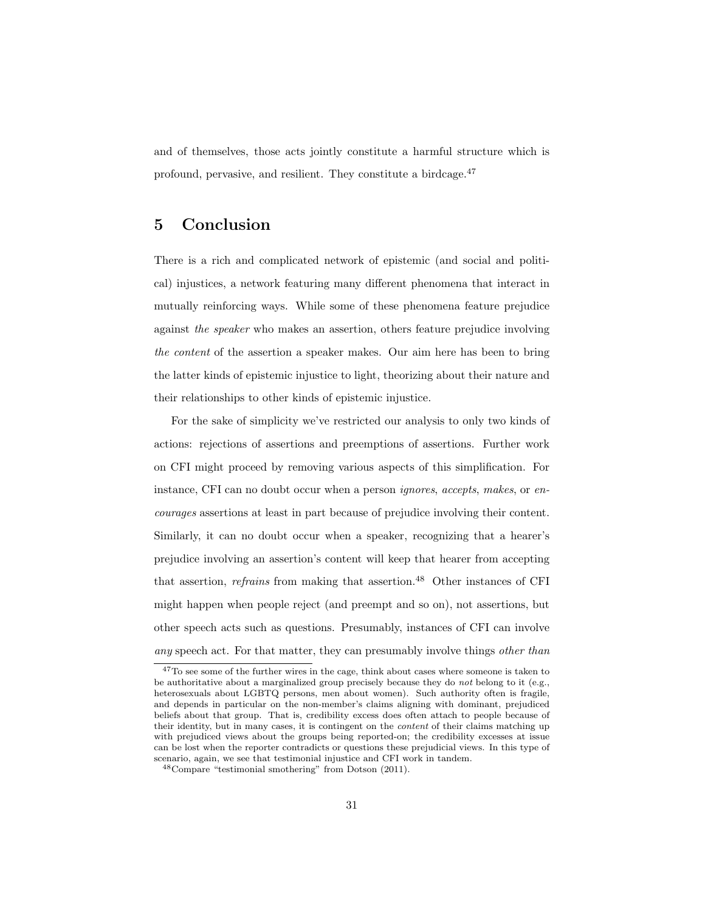and of themselves, those acts jointly constitute a harmful structure which is profound, pervasive, and resilient. They constitute a birdcage.[47]

## 5 Conclusion

There is a rich and complicated network of epistemic (and social and political) injustices, a network featuring many different phenomena that interact in mutually reinforcing ways. While some of these phenomena feature prejudice against *the speaker* who makes an assertion, others feature prejudice involving *the content* of the assertion a speaker makes. Our aim here has been to bring the latter kinds of epistemic injustice to light, theorizing about their nature and their relationships to other kinds of epistemic injustice.

For the sake of simplicity we've restricted our analysis to only two kinds of actions: rejections of assertions and preemptions of assertions. Further work on CFI might proceed by removing various aspects of this simplification. For instance, CFI can no doubt occur when a person *ignores*, *accepts*, *makes*, or *encourages* assertions at least in part because of prejudice involving their content. Similarly, it can no doubt occur when a speaker, recognizing that a hearer's prejudice involving an assertion's content will keep that hearer from accepting that assertion, *refrains* from making that assertion.[48] Other instances of CFI might happen when people reject (and preempt and so on), not assertions, but other speech acts such as questions. Presumably, instances of CFI can involve *any* speech act. For that matter, they can presumably involve things *other than*

[47] To see some of the further wires in the cage, think about cases where someone is taken to be authoritative about a marginalized group precisely because they do *not* belong to it (e.g., heterosexuals about LGBTQ persons, men about women). Such authority often is fragile, and depends in particular on the non-member's claims aligning with dominant, prejudiced beliefs about that group. That is, credibility excess does often attach to people because of their identity, but in many cases, it is contingent on the *content* of their claims matching up with prejudiced views about the groups being reported-on; the credibility excesses at issue can be lost when the reporter contradicts or questions these prejudicial views. In this type of scenario, again, we see that testimonial injustice and CFI work in tandem.

[48] Compare "testimonial smothering" from Dotson (2011).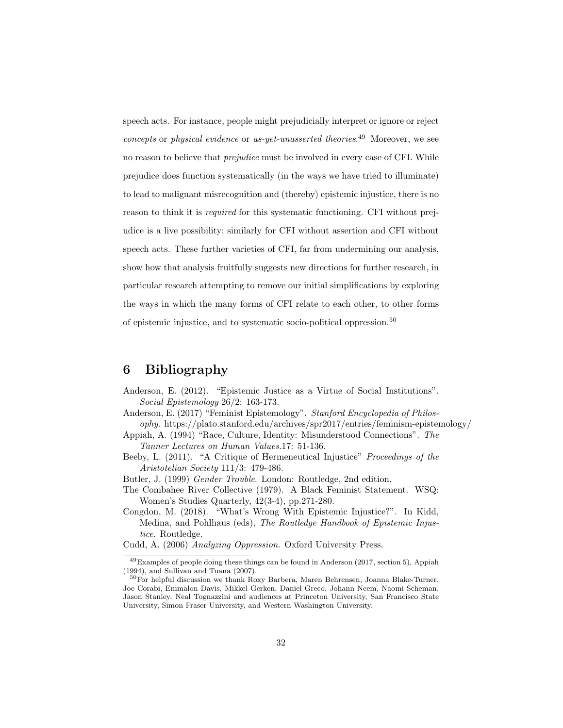speech acts. For instance, people might prejudicially interpret or ignore or reject *concepts* or *physical evidence* or *as-yet-unasserted theories*.[49] Moreover, we see no reason to believe that *prejudice* must be involved in every case of CFI. While prejudice does function systematically (in the ways we have tried to illuminate) to lead to malignant misrecognition and (thereby) epistemic injustice, there is no reason to think it is *required* for this systematic functioning. CFI without prejudice is a live possibility; similarly for CFI without assertion and CFI without speech acts. These further varieties of CFI, far from undermining our analysis, show how that analysis fruitfully suggests new directions for further research, in particular research attempting to remove our initial simplifications by exploring the ways in which the many forms of CFI relate to each other, to other forms of epistemic injustice, and to systematic socio-political oppression.[50]

## 6 Bibliography

Anderson, E. (2012). "Epistemic Justice as a Virtue of Social Institutions". *Social Epistemology* 26/2: 163-173.

Anderson, E. (2017) "Feminist Epistemology". *Stanford Encyclopedia of Philosophy*. https://plato.stanford.edu/archives/spr2017/entries/feminism-epistemology/

Appiah, A. (1994) "Race, Culture, Identity: Misunderstood Connections". *The Tanner Lectures on Human Values*.17: 51-136.

Beeby, L. (2011). "A Critique of Hermeneutical Injustice" *Proceedings of the Aristotelian Society* 111/3: 479-486.

Butler, J. (1999) *Gender Trouble*. London: Routledge, 2nd edition.

The Combahee River Collective (1979). A Black Feminist Statement. WSQ: Women's Studies Quarterly, 42(3-4), pp.271-280.

Congdon, M. (2018). "What's Wrong With Epistemic Injustice?". In Kidd, Medina, and Pohlhaus (eds), *The Routledge Handbook of Epistemic Injustice*. Routledge.

Cudd, A. (2006) *Analyzing Oppression*. Oxford University Press.

---

[49] Examples of people doing these things can be found in Anderson (2017, section 5), Appiah (1994), and Sullivan and Tuana (2007).

[50] For helpful discussion we thank Roxy Barbera, Maren Behrensen, Joanna Blake-Turner, Joe Corabi, Emmalon Davis, Mikkel Gerken, Daniel Greco, Johann Neem, Naomi Scheman, Jason Stanley, Neal Tognazzini and audiences at Princeton University, San Francisco State University, Simon Fraser University, and Western Washington University.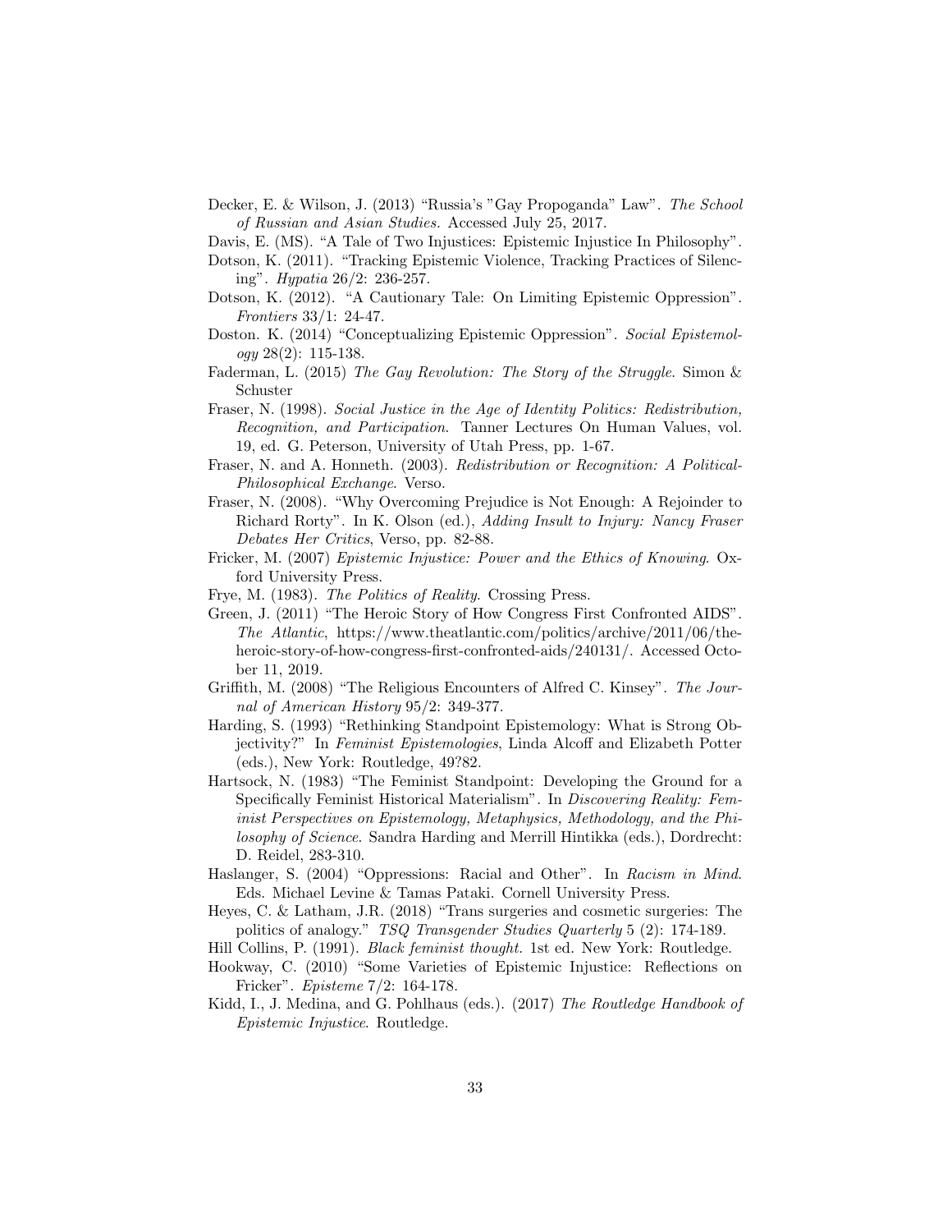Decker, E. & Wilson, J. (2013) “Russia’s ”Gay Propoganda” Law”. *The School of Russian and Asian Studies.* Accessed July 25, 2017.

Davis, E. (MS). “A Tale of Two Injustices: Epistemic Injustice In Philosophy”.

Dotson, K. (2011). “Tracking Epistemic Violence, Tracking Practices of Silencing”. *Hypatia* 26/2: 236-257.

Dotson, K. (2012). “A Cautionary Tale: On Limiting Epistemic Oppression”. *Frontiers* 33/1: 24-47.

Doston. K. (2014) “Conceptualizing Epistemic Oppression”. *Social Epistemology* 28(2): 115-138.

Faderman, L. (2015) *The Gay Revolution: The Story of the Struggle*. Simon & Schuster

Fraser, N. (1998). *Social Justice in the Age of Identity Politics: Redistribution, Recognition, and Participation.* Tanner Lectures On Human Values, vol. 19, ed. G. Peterson, University of Utah Press, pp. 1-67.

Fraser, N. and A. Honneth. (2003). *Redistribution or Recognition: A Political-Philosophical Exchange*. Verso.

Fraser, N. (2008). “Why Overcoming Prejudice is Not Enough: A Rejoinder to Richard Rorty”. In K. Olson (ed.), *Adding Insult to Injury: Nancy Fraser Debates Her Critics*, Verso, pp. 82-88.

Fricker, M. (2007) *Epistemic Injustice: Power and the Ethics of Knowing*. Oxford University Press.

Frye, M. (1983). *The Politics of Reality.* Crossing Press.

Green, J. (2011) “The Heroic Story of How Congress First Confronted AIDS”. *The Atlantic*, https://www.theatlantic.com/politics/archive/2011/06/the-heroic-story-of-how-congress-first-confronted-aids/240131/. Accessed October 11, 2019.

Griffith, M. (2008) “The Religious Encounters of Alfred C. Kinsey”. *The Journal of American History* 95/2: 349-377.

Harding, S. (1993) “Rethinking Standpoint Epistemology: What is Strong Objectivity?” In *Feminist Epistemologies*, Linda Alcoff and Elizabeth Potter (eds.), New York: Routledge, 49?82.

Hartsock, N. (1983) “The Feminist Standpoint: Developing the Ground for a Specifically Feminist Historical Materialism”. In *Discovering Reality: Feminist Perspectives on Epistemology, Metaphysics, Methodology, and the Philosophy of Science*. Sandra Harding and Merrill Hintikka (eds.), Dordrecht: D. Reidel, 283-310.

Haslanger, S. (2004) “Oppressions: Racial and Other”. In *Racism in Mind*. Eds. Michael Levine & Tamas Pataki. Cornell University Press.

Heyes, C. & Latham, J.R. (2018) “Trans surgeries and cosmetic surgeries: The politics of analogy.” *TSQ Transgender Studies Quarterly* 5 (2): 174-189.

Hill Collins, P. (1991). *Black feminist thought.* 1st ed. New York: Routledge.

Hookway, C. (2010) “Some Varieties of Epistemic Injustice: Reflections on Fricker”. *Episteme* 7/2: 164-178.

Kidd, I., J. Medina, and G. Pohlhaus (eds.). (2017) *The Routledge Handbook of Epistemic Injustice*. Routledge.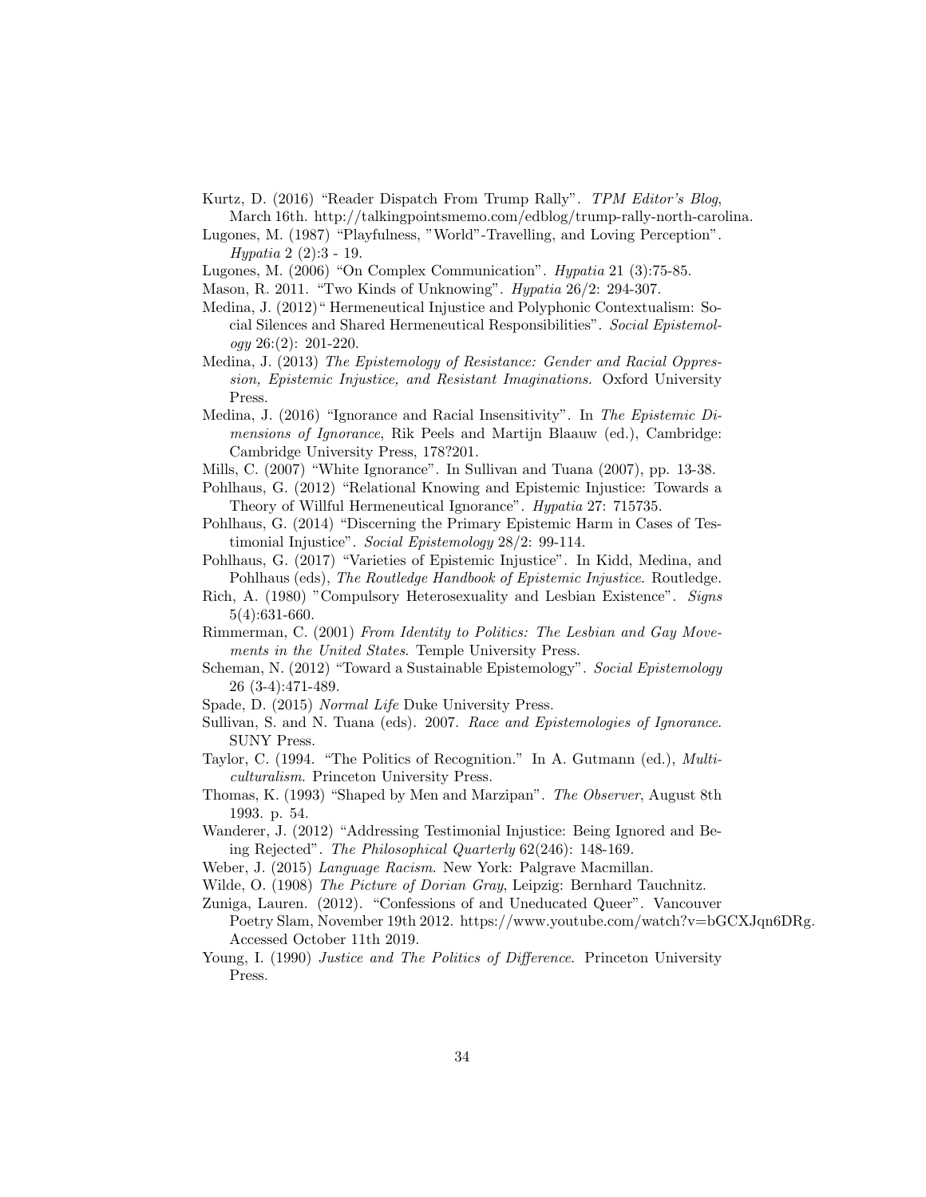Kurtz, D. (2016) "Reader Dispatch From Trump Rally". *TPM Editor's Blog*, March 16th. http://talkingpointsmemo.com/edblog/trump-rally-north-carolina.

Lugones, M. (1987) "Playfulness, "World"-Travelling, and Loving Perception". *Hypatia* 2 (2):3 - 19.

Lugones, M. (2006) "On Complex Communication". *Hypatia* 21 (3):75-85.

Mason, R. 2011. "Two Kinds of Unknowing". *Hypatia* 26/2: 294-307.

Medina, J. (2012)" Hermeneutical Injustice and Polyphonic Contextualism: Social Silences and Shared Hermeneutical Responsibilities". *Social Epistemology* 26:(2): 201-220.

Medina, J. (2013) *The Epistemology of Resistance: Gender and Racial Oppression, Epistemic Injustice, and Resistant Imaginations.* Oxford University Press.

Medina, J. (2016) "Ignorance and Racial Insensitivity". In *The Epistemic Dimensions of Ignorance*, Rik Peels and Martijn Blaauw (ed.), Cambridge: Cambridge University Press, 178?201.

Mills, C. (2007) "White Ignorance". In Sullivan and Tuana (2007), pp. 13-38.

Pohlhaus, G. (2012) "Relational Knowing and Epistemic Injustice: Towards a Theory of Willful Hermeneutical Ignorance". *Hypatia* 27: 715735.

Pohlhaus, G. (2014) "Discerning the Primary Epistemic Harm in Cases of Testimonial Injustice". *Social Epistemology* 28/2: 99-114.

Pohlhaus, G. (2017) "Varieties of Epistemic Injustice". In Kidd, Medina, and Pohlhaus (eds), *The Routledge Handbook of Epistemic Injustice*. Routledge.

Rich, A. (1980) "Compulsory Heterosexuality and Lesbian Existence". *Signs* 5(4):631-660.

Rimmerman, C. (2001) *From Identity to Politics: The Lesbian and Gay Movements in the United States*. Temple University Press.

Scheman, N. (2012) "Toward a Sustainable Epistemology". *Social Epistemology* 26 (3-4):471-489.

Spade, D. (2015) *Normal Life* Duke University Press.

Sullivan, S. and N. Tuana (eds). 2007. *Race and Epistemologies of Ignorance.* SUNY Press.

Taylor, C. (1994. "The Politics of Recognition." In A. Gutmann (ed.), *Multiculturalism*. Princeton University Press.

Thomas, K. (1993) "Shaped by Men and Marzipan". *The Observer*, August 8th 1993. p. 54.

Wanderer, J. (2012) "Addressing Testimonial Injustice: Being Ignored and Being Rejected". *The Philosophical Quarterly* 62(246): 148-169.

Weber, J. (2015) *Language Racism*. New York: Palgrave Macmillan.

Wilde, O. (1908) *The Picture of Dorian Gray*, Leipzig: Bernhard Tauchnitz.

Zuniga, Lauren. (2012). "Confessions of and Uneducated Queer". Vancouver Poetry Slam, November 19th 2012. https://www.youtube.com/watch?v=bGCXJqn6DRg. Accessed October 11th 2019.

Young, I. (1990) *Justice and The Politics of Difference*. Princeton University Press.